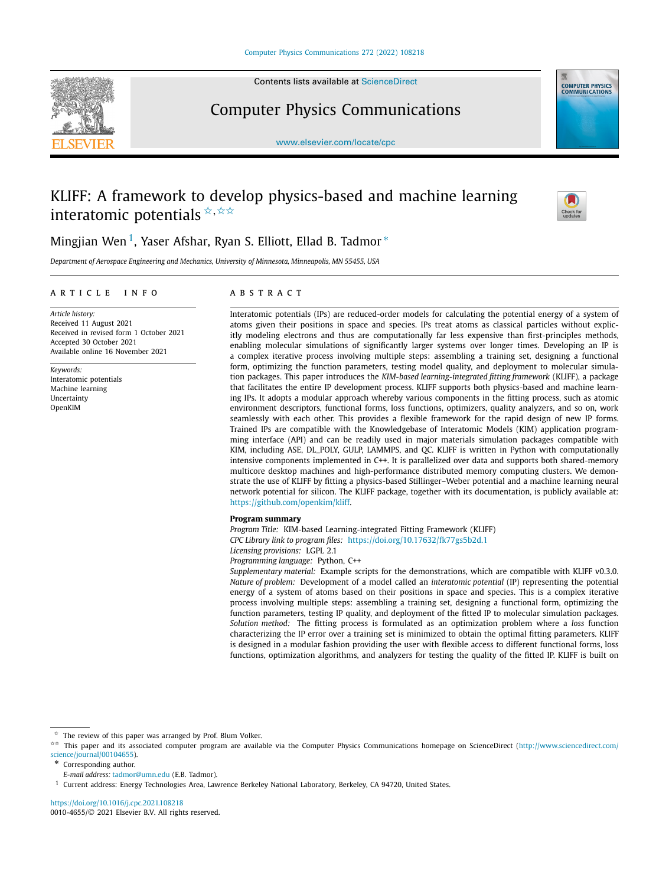# KLIFF: A framework to develop physics-based and machine learning interatomic potentials [☆,☆☆]

Mingjian Wen [1], Yaser Afshar, Ryan S. Elliott, Ellad B. Tadmor [*]

*Department of Aerospace Engineering and Mechanics, University of Minnesota, Minneapolis, MN 55455, USA*

## ARTICLE INFO

*Article history:*
Received 11 August 2021
Received in revised form 1 October 2021
Accepted 30 October 2021
Available online 16 November 2021

*Keywords:*
Interatomic potentials
Machine learning
Uncertainty
OpenKIM

## ABSTRACT

Interatomic potentials (IPs) are reduced-order models for calculating the potential energy of a system of atoms given their positions in space and species. IPs treat atoms as classical particles without explicitly modeling electrons and thus are computationally far less expensive than first-principles methods, enabling molecular simulations of significantly larger systems over longer times. Developing an IP is a complex iterative process involving multiple steps: assembling a training set, designing a functional form, optimizing the function parameters, testing model quality, and deployment to molecular simulation packages. This paper introduces the *KIM-based learning-integrated fitting framework* (KLIFF), a package that facilitates the entire IP development process. KLIFF supports both physics-based and machine learning IPs. It adopts a modular approach whereby various components in the fitting process, such as atomic environment descriptors, functional forms, loss functions, optimizers, quality analyzers, and so on, work seamlessly with each other. This provides a flexible framework for the rapid design of new IP forms. Trained IPs are compatible with the Knowledgebase of Interatomic Models (KIM) application programming interface (API) and can be readily used in major materials simulation packages compatible with KIM, including ASE, DL_POLY, GULP, LAMMPS, and QC. KLIFF is written in Python with computationally intensive components implemented in C++. It is parallelized over data and supports both shared-memory multicore desktop machines and high-performance distributed memory computing clusters. We demonstrate the use of KLIFF by fitting a physics-based Stillinger–Weber potential and a machine learning neural network potential for silicon. The KLIFF package, together with its documentation, is publicly available at: https://github.com/openkim/kliff.

**Program summary**

*Program Title:* KIM-based Learning-integrated Fitting Framework (KLIFF)
*CPC Library link to program files:* https://doi.org/10.17632/fk77gs5b2d.1
*Licensing provisions:* LGPL 2.1
*Programming language:* Python, C++
*Supplementary material:* Example scripts for the demonstrations, which are compatible with KLIFF v0.3.0.
*Nature of problem:* Development of a model called an *interatomic potential* (IP) representing the potential energy of a system of atoms based on their positions in space and species. This is a complex iterative process involving multiple steps: assembling a training set, designing a functional form, optimizing the function parameters, testing IP quality, and deployment of the fitted IP to molecular simulation packages.
*Solution method:* The fitting process is formulated as an optimization problem where a *loss* function characterizing the IP error over a training set is minimized to obtain the optimal fitting parameters. KLIFF is designed in a modular fashion providing the user with flexible access to different functional forms, loss functions, optimization algorithms, and analyzers for testing the quality of the fitted IP. KLIFF is built on

---

☆ The review of this paper was arranged by Prof. Blum Volker.
☆☆ This paper and its associated computer program are available via the Computer Physics Communications homepage on ScienceDirect (http://www.sciencedirect.com/science/journal/00104655).
\* Corresponding author.
*E-mail address:* tadmor@umn.edu (E.B. Tadmor).
[1] Current address: Energy Technologies Area, Lawrence Berkeley National Laboratory, Berkeley, CA 94720, United States.

https://doi.org/10.1016/j.cpc.2021.108218
0010-4655/© 2021 Elsevier B.V. All rights reserved.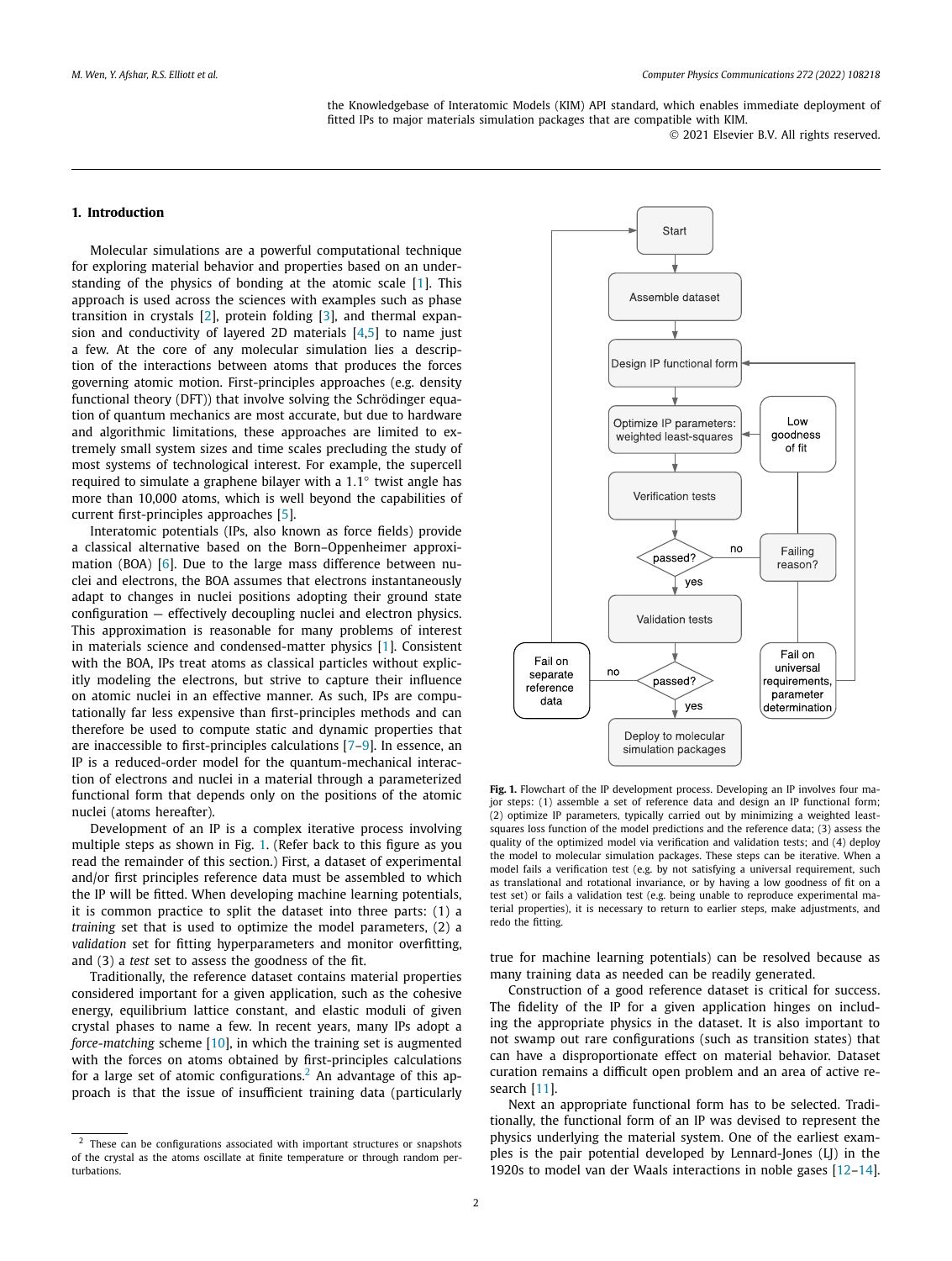the Knowledgebase of Interatomic Models (KIM) API standard, which enables immediate deployment of fitted IPs to major materials simulation packages that are compatible with KIM.

© 2021 Elsevier B.V. All rights reserved.

## 1. Introduction

Molecular simulations are a powerful computational technique for exploring material behavior and properties based on an understanding of the physics of bonding at the atomic scale [1]. This approach is used across the sciences with examples such as phase transition in crystals [2], protein folding [3], and thermal expansion and conductivity of layered 2D materials [4,5] to name just a few. At the core of any molecular simulation lies a description of the interactions between atoms that produces the forces governing atomic motion. First-principles approaches (e.g. density functional theory (DFT)) that involve solving the Schrödinger equation of quantum mechanics are most accurate, but due to hardware and algorithmic limitations, these approaches are limited to extremely small system sizes and time scales precluding the study of most systems of technological interest. For example, the supercell required to simulate a graphene bilayer with a 1.1° twist angle has more than 10,000 atoms, which is well beyond the capabilities of current first-principles approaches [5].

Interatomic potentials (IPs, also known as force fields) provide a classical alternative based on the Born–Oppenheimer approximation (BOA) [6]. Due to the large mass difference between nuclei and electrons, the BOA assumes that electrons instantaneously adapt to changes in nuclei positions adopting their ground state configuration — effectively decoupling nuclei and electron physics. This approximation is reasonable for many problems of interest in materials science and condensed-matter physics [1]. Consistent with the BOA, IPs treat atoms as classical particles without explicitly modeling the electrons, but strive to capture their influence on atomic nuclei in an effective manner. As such, IPs are computationally far less expensive than first-principles methods and can therefore be used to compute static and dynamic properties that are inaccessible to first-principles calculations [7–9]. In essence, an IP is a reduced-order model for the quantum-mechanical interaction of electrons and nuclei in a material through a parameterized functional form that depends only on the positions of the atomic nuclei (atoms hereafter).

Development of an IP is a complex iterative process involving multiple steps as shown in Fig. 1. (Refer back to this figure as you read the remainder of this section.) First, a dataset of experimental and/or first principles reference data must be assembled to which the IP will be fitted. When developing machine learning potentials, it is common practice to split the dataset into three parts: (1) a *training* set that is used to optimize the model parameters, (2) a *validation* set for fitting hyperparameters and monitor overfitting, and (3) a *test* set to assess the goodness of the fit.

Traditionally, the reference dataset contains material properties considered important for a given application, such as the cohesive energy, equilibrium lattice constant, and elastic moduli of given crystal phases to name a few. In recent years, many IPs adopt a *force-matching* scheme [10], in which the training set is augmented with the forces on atoms obtained by first-principles calculations for a large set of atomic configurations.[2] An advantage of this approach is that the issue of insufficient training data (particularly true for machine learning potentials) can be resolved because as many training data as needed can be readily generated.

**Fig. 1.** Flowchart of the IP development process. Developing an IP involves four major steps: (1) assemble a set of reference data and design an IP functional form; (2) optimize IP parameters, typically carried out by minimizing a weighted least-squares loss function of the model predictions and the reference data; (3) assess the quality of the optimized model via verification and validation tests; and (4) deploy the model to molecular simulation packages. These steps can be iterative. When a model fails a verification test (e.g. by not satisfying a universal requirement, such as translational and rotational invariance, or by having a low goodness of fit on a test set) or fails a validation test (e.g. being unable to reproduce experimental material properties), it is necessary to return to earlier steps, make adjustments, and redo the fitting.

Construction of a good reference dataset is critical for success. The fidelity of the IP for a given application hinges on including the appropriate physics in the dataset. It is also important to not swamp out rare configurations (such as transition states) that can have a disproportionate effect on material behavior. Dataset curation remains a difficult open problem and an area of active research [11].

Next an appropriate functional form has to be selected. Traditionally, the functional form of an IP was devised to represent the physics underlying the material system. One of the earliest examples is the pair potential developed by Lennard-Jones (LJ) in the 1920s to model van der Waals interactions in noble gases [12–14].

[2] These can be configurations associated with important structures or snapshots of the crystal as the atoms oscillate at finite temperature or through random perturbations.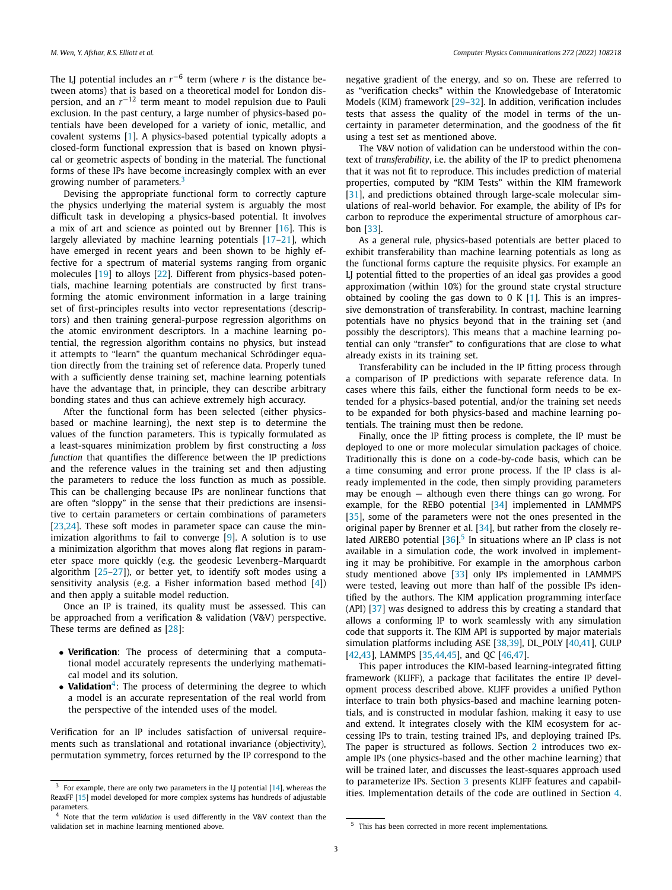The LJ potential includes an $r^{-6}$ term (where $r$ is the distance between atoms) that is based on a theoretical model for London dispersion, and an $r^{-12}$ term meant to model repulsion due to Pauli exclusion. In the past century, a large number of physics-based potentials have been developed for a variety of ionic, metallic, and covalent systems [1]. A physics-based potential typically adopts a closed-form functional expression that is based on known physical or geometric aspects of bonding in the material. The functional forms of these IPs have become increasingly complex with an ever growing number of parameters.[3]

Devising the appropriate functional form to correctly capture the physics underlying the material system is arguably the most difficult task in developing a physics-based potential. It involves a mix of art and science as pointed out by Brenner [16]. This is largely alleviated by machine learning potentials [17–21], which have emerged in recent years and been shown to be highly effective for a spectrum of material systems ranging from organic molecules [19] to alloys [22]. Different from physics-based potentials, machine learning potentials are constructed by first transforming the atomic environment information in a large training set of first-principles results into vector representations (descriptors) and then training general-purpose regression algorithms on the atomic environment descriptors. In a machine learning potential, the regression algorithm contains no physics, but instead it attempts to "learn" the quantum mechanical Schrödinger equation directly from the training set of reference data. Properly tuned with a sufficiently dense training set, machine learning potentials have the advantage that, in principle, they can describe arbitrary bonding states and thus can achieve extremely high accuracy.

After the functional form has been selected (either physics-based or machine learning), the next step is to determine the values of the function parameters. This is typically formulated as a least-squares minimization problem by first constructing a *loss function* that quantifies the difference between the IP predictions and the reference values in the training set and then adjusting the parameters to reduce the loss function as much as possible. This can be challenging because IPs are nonlinear functions that are often "sloppy" in the sense that their predictions are insensitive to certain parameters or certain combinations of parameters [23,24]. These soft modes in parameter space can cause the minimization algorithms to fail to converge [9]. A solution is to use a minimization algorithm that moves along flat regions in parameter space more quickly (e.g. the geodesic Levenberg–Marquardt algorithm [25–27]), or better yet, to identify soft modes using a sensitivity analysis (e.g. a Fisher information based method [4]) and then apply a suitable model reduction.

Once an IP is trained, its quality must be assessed. This can be approached from a verification & validation (V&V) perspective. These terms are defined as [28]:

- **Verification**: The process of determining that a computational model accurately represents the underlying mathematical model and its solution.
- **Validation**[4]: The process of determining the degree to which a model is an accurate representation of the real world from the perspective of the intended uses of the model.

Verification for an IP includes satisfaction of universal requirements such as translational and rotational invariance (objectivity), permutation symmetry, forces returned by the IP correspond to the negative gradient of the energy, and so on. These are referred to as "verification checks" within the Knowledgebase of Interatomic Models (KIM) framework [29–32]. In addition, verification includes tests that assess the quality of the model in terms of the uncertainty in parameter determination, and the goodness of the fit using a test set as mentioned above.

The V&V notion of validation can be understood within the context of *transferability*, i.e. the ability of the IP to predict phenomena that it was not fit to reproduce. This includes prediction of material properties, computed by "KIM Tests" within the KIM framework [31], and predictions obtained through large-scale molecular simulations of real-world behavior. For example, the ability of IPs for carbon to reproduce the experimental structure of amorphous carbon [33].

As a general rule, physics-based potentials are better placed to exhibit transferability than machine learning potentials as long as the functional forms capture the requisite physics. For example an LJ potential fitted to the properties of an ideal gas provides a good approximation (within 10%) for the ground state crystal structure obtained by cooling the gas down to 0 K [1]. This is an impressive demonstration of transferability. In contrast, machine learning potentials have no physics beyond that in the training set (and possibly the descriptors). This means that a machine learning potential can only "transfer" to configurations that are close to what already exists in its training set.

Transferability can be included in the IP fitting process through a comparison of IP predictions with separate reference data. In cases where this fails, either the functional form needs to be extended for a physics-based potential, and/or the training set needs to be expanded for both physics-based and machine learning potentials. The training must then be redone.

Finally, once the IP fitting process is complete, the IP must be deployed to one or more molecular simulation packages of choice. Traditionally this is done on a code-by-code basis, which can be a time consuming and error prone process. If the IP class is already implemented in the code, then simply providing parameters may be enough — although even there things can go wrong. For example, for the REBO potential [34] implemented in LAMMPS [35], some of the parameters were not the ones presented in the original paper by Brenner et al. [34], but rather from the closely related AIREBO potential [36].[5] In situations where an IP class is not available in a simulation code, the work involved in implementing it may be prohibitive. For example in the amorphous carbon study mentioned above [33] only IPs implemented in LAMMPS were tested, leaving out more than half of the possible IPs identified by the authors. The KIM application programming interface (API) [37] was designed to address this by creating a standard that allows a conforming IP to work seamlessly with any simulation code that supports it. The KIM API is supported by major materials simulation platforms including ASE [38,39], DL_POLY [40,41], GULP [42,43], LAMMPS [35,44,45], and QC [46,47].

This paper introduces the KIM-based learning-integrated fitting framework (KLIFF), a package that facilitates the entire IP development process described above. KLIFF provides a unified Python interface to train both physics-based and machine learning potentials, and is constructed in modular fashion, making it easy to use and extend. It integrates closely with the KIM ecosystem for accessing IPs to train, testing trained IPs, and deploying trained IPs. The paper is structured as follows. Section 2 introduces two example IPs (one physics-based and the other machine learning) that will be trained later, and discusses the least-squares approach used to parameterize IPs. Section 3 presents KLIFF features and capabilities. Implementation details of the code are outlined in Section 4.

---

[3] For example, there are only two parameters in the LJ potential [14], whereas the ReaxFF [15] model developed for more complex systems has hundreds of adjustable parameters.

[4] Note that the term *validation* is used differently in the V&V context than the validation set in machine learning mentioned above.

[5] This has been corrected in more recent implementations.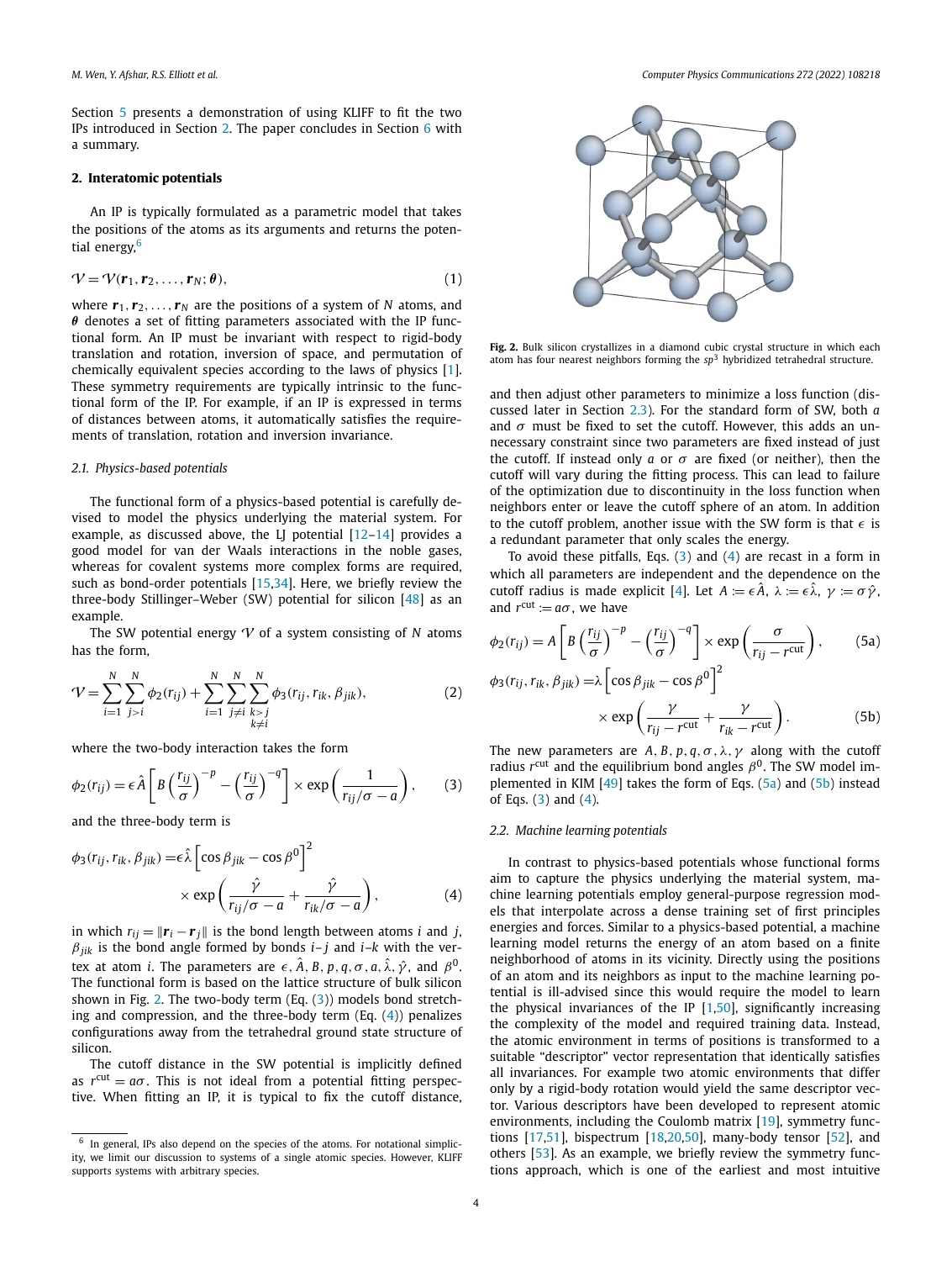Section 5 presents a demonstration of using KLIFF to fit the two IPs introduced in Section 2. The paper concludes in Section 6 with a summary.

## 2. Interatomic potentials

An IP is typically formulated as a parametric model that takes the positions of the atoms as its arguments and returns the potential energy,[6]

$$\mathcal{V} = \mathcal{V}(\boldsymbol{r}_1, \boldsymbol{r}_2, \ldots, \boldsymbol{r}_N; \boldsymbol{\theta}), \tag{1}$$

where $\boldsymbol{r}_1, \boldsymbol{r}_2, \ldots, \boldsymbol{r}_N$ are the positions of a system of $N$ atoms, and $\boldsymbol{\theta}$ denotes a set of fitting parameters associated with the IP functional form. An IP must be invariant with respect to rigid-body translation and rotation, inversion of space, and permutation of chemically equivalent species according to the laws of physics [1]. These symmetry requirements are typically intrinsic to the functional form of the IP. For example, if an IP is expressed in terms of distances between atoms, it automatically satisfies the requirements of translation, rotation and inversion invariance.

### 2.1. Physics-based potentials

The functional form of a physics-based potential is carefully devised to model the physics underlying the material system. For example, as discussed above, the LJ potential [12–14] provides a good model for van der Waals interactions in the noble gases, whereas for covalent systems more complex forms are required, such as bond-order potentials [15,34]. Here, we briefly review the three-body Stillinger–Weber (SW) potential for silicon [48] as an example.

The SW potential energy $\mathcal{V}$ of a system consisting of $N$ atoms has the form,

$$\mathcal{V} = \sum_{i=1}^{N}\sum_{j>i}^{N}\phi_2(r_{ij}) + \sum_{i=1}^{N}\sum_{j\neq i}^{N}\sum_{\substack{k>j\\ k\neq i}}^{N}\phi_3(r_{ij}, r_{ik}, \beta_{jik}), \tag{2}$$

where the two-body interaction takes the form

$$\phi_2(r_{ij}) = \epsilon\hat{A}\left[B\left(\frac{r_{ij}}{\sigma}\right)^{-p} - \left(\frac{r_{ij}}{\sigma}\right)^{-q}\right] \times \exp\left(\frac{1}{r_{ij}/\sigma - a}\right), \tag{3}$$

and the three-body term is

$$\phi_3(r_{ij}, r_{ik}, \beta_{jik}) = \epsilon\hat{\lambda}\left[\cos\beta_{jik} - \cos\beta^0\right]^2 \times \exp\left(\frac{\hat{\gamma}}{r_{ij}/\sigma - a} + \frac{\hat{\gamma}}{r_{ik}/\sigma - a}\right), \tag{4}$$

in which $r_{ij} = \|\boldsymbol{r}_i - \boldsymbol{r}_j\|$ is the bond length between atoms $i$ and $j$, $\beta_{jik}$ is the bond angle formed by bonds $i$–$j$ and $i$–$k$ with the vertex at atom $i$. The parameters are $\epsilon, \hat{A}, B, p, q, \sigma, a, \hat{\lambda}, \hat{\gamma}$, and $\beta^0$. The functional form is based on the lattice structure of bulk silicon shown in Fig. 2. The two-body term (Eq. (3)) models bond stretching and compression, and the three-body term (Eq. (4)) penalizes configurations away from the tetrahedral ground state structure of silicon.

The cutoff distance in the SW potential is implicitly defined as $r^{\text{cut}} = a\sigma$. This is not ideal from a potential fitting perspective. When fitting an IP, it is typical to fix the cutoff distance,

**Fig. 2.** Bulk silicon crystallizes in a diamond cubic crystal structure in which each atom has four nearest neighbors forming the $sp^3$ hybridized tetrahedral structure.

and then adjust other parameters to minimize a loss function (discussed later in Section 2.3). For the standard form of SW, both $a$ and $\sigma$ must be fixed to set the cutoff. However, this adds an unnecessary constraint since two parameters are fixed instead of just the cutoff. If instead only $a$ or $\sigma$ are fixed (or neither), then the cutoff will vary during the fitting process. This can lead to failure of the optimization due to discontinuity in the loss function when neighbors enter or leave the cutoff sphere of an atom. In addition to the cutoff problem, another issue with the SW form is that $\epsilon$ is a redundant parameter that only scales the energy.

To avoid these pitfalls, Eqs. (3) and (4) are recast in a form in which all parameters are independent and the dependence on the cutoff radius is made explicit [4]. Let $A := \epsilon\hat{A}$, $\lambda := \epsilon\hat{\lambda}$, $\gamma := \sigma\hat{\gamma}$, and $r^{\text{cut}} := a\sigma$, we have

$$\phi_2(r_{ij}) = A\left[B\left(\frac{r_{ij}}{\sigma}\right)^{-p} - \left(\frac{r_{ij}}{\sigma}\right)^{-q}\right] \times \exp\left(\frac{\sigma}{r_{ij} - r^{\text{cut}}}\right), \tag{5a}$$

$$\phi_3(r_{ij}, r_{ik}, \beta_{jik}) = \lambda\left[\cos\beta_{jik} - \cos\beta^0\right]^2 \times \exp\left(\frac{\gamma}{r_{ij} - r^{\text{cut}}} + \frac{\gamma}{r_{ik} - r^{\text{cut}}}\right). \tag{5b}$$

The new parameters are $A, B, p, q, \sigma, \lambda, \gamma$ along with the cutoff radius $r^{\text{cut}}$ and the equilibrium bond angles $\beta^0$. The SW model implemented in KIM [49] takes the form of Eqs. (5a) and (5b) instead of Eqs. (3) and (4).

### 2.2. Machine learning potentials

In contrast to physics-based potentials whose functional forms aim to capture the physics underlying the material system, machine learning potentials employ general-purpose regression models that interpolate across a dense training set of first principles energies and forces. Similar to a physics-based potential, a machine learning model returns the energy of an atom based on a finite neighborhood of atoms in its vicinity. Directly using the positions of an atom and its neighbors as input to the machine learning potential is ill-advised since this would require the model to learn the physical invariances of the IP [1,50], significantly increasing the complexity of the model and required training data. Instead, the atomic environment in terms of positions is transformed to a suitable "descriptor" vector representation that identically satisfies all invariances. For example two atomic environments that differ only by a rigid-body rotation would yield the same descriptor vector. Various descriptors have been developed to represent atomic environments, including the Coulomb matrix [19], symmetry functions [17,51], bispectrum [18,20,50], many-body tensor [52], and others [53]. As an example, we briefly review the symmetry functions approach, which is one of the earliest and most intuitive

---

[6] In general, IPs also depend on the species of the atoms. For notational simplicity, we limit our discussion to systems of a single atomic species. However, KLIFF supports systems with arbitrary species.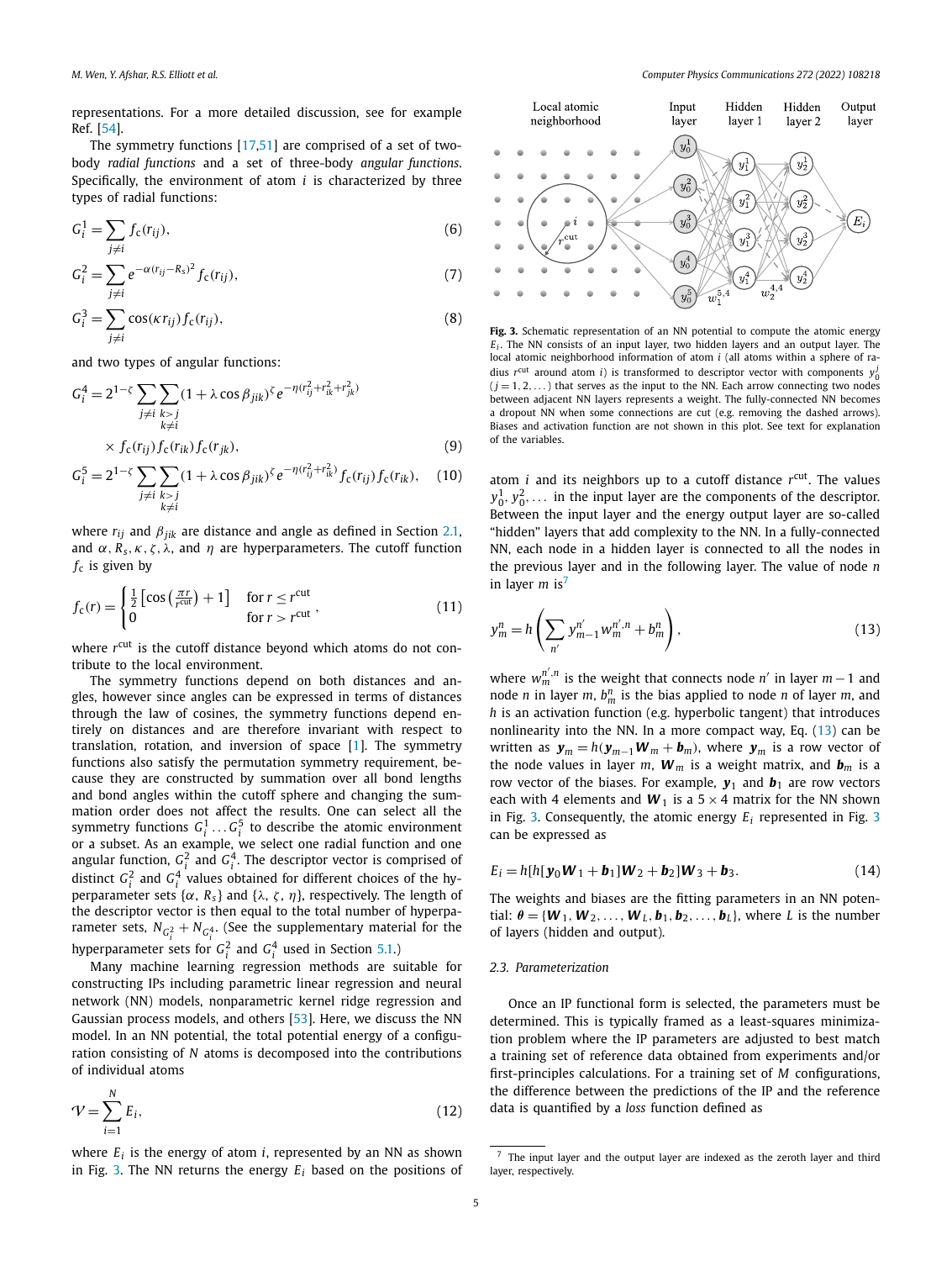representations. For a more detailed discussion, see for example Ref. [54].

The symmetry functions [17,51] are comprised of a set of two-body *radial functions* and a set of three-body *angular functions*. Specifically, the environment of atom $i$ is characterized by three types of radial functions:

$$G_i^1 = \sum_{j \neq i} f_c(r_{ij}), \tag{6}$$

$$G_i^2 = \sum_{j \neq i} e^{-\alpha(r_{ij}-R_s)^2} f_c(r_{ij}), \tag{7}$$

$$G_i^3 = \sum_{j \neq i} \cos(\kappa r_{ij}) f_c(r_{ij}), \tag{8}$$

and two types of angular functions:

$$G_i^4 = 2^{1-\zeta} \sum_{j \neq i} \sum_{\substack{k>j \\ k \neq i}} (1 + \lambda \cos \beta_{jik})^{\zeta} e^{-\eta(r_{ij}^2 + r_{ik}^2 + r_{jk}^2)} \times f_c(r_{ij}) f_c(r_{ik}) f_c(r_{jk}), \tag{9}$$

$$G_i^5 = 2^{1-\zeta} \sum_{j \neq i} \sum_{\substack{k>j \\ k \neq i}} (1 + \lambda \cos \beta_{jik})^{\zeta} e^{-\eta(r_{ij}^2 + r_{ik}^2)} f_c(r_{ij}) f_c(r_{ik}), \tag{10}$$

where $r_{ij}$ and $\beta_{jik}$ are distance and angle as defined in Section 2.1, and $\alpha, R_s, \kappa, \zeta, \lambda$, and $\eta$ are hyperparameters. The cutoff function $f_c$ is given by

$$f_c(r) = \begin{cases} \frac{1}{2}\left[\cos\left(\frac{\pi r}{r^{\text{cut}}}\right) + 1\right] & \text{for } r \le r^{\text{cut}} \\ 0 & \text{for } r > r^{\text{cut}} \end{cases}, \tag{11}$$

where $r^{\text{cut}}$ is the cutoff distance beyond which atoms do not contribute to the local environment.

The symmetry functions depend on both distances and angles, however since angles can be expressed in terms of distances through the law of cosines, the symmetry functions depend entirely on distances and are therefore invariant with respect to translation, rotation, and inversion of space [1]. The symmetry functions also satisfy the permutation symmetry requirement, because they are constructed by summation over all bond lengths and bond angles within the cutoff sphere and changing the summation order does not affect the results. One can select all the symmetry functions $G_i^1 \dots G_i^5$ to describe the atomic environment or a subset. As an example, we select one radial function and one angular function, $G_i^2$ and $G_i^4$. The descriptor vector is comprised of distinct $G_i^2$ and $G_i^4$ values obtained for different choices of the hyperparameter sets $\{\alpha, R_s\}$ and $\{\lambda, \zeta, \eta\}$, respectively. The length of the descriptor vector is then equal to the total number of hyperparameter sets, $N_{G_i^2} + N_{G_i^4}$. (See the supplementary material for the hyperparameter sets for $G_i^2$ and $G_i^4$ used in Section 5.1.)

Many machine learning regression methods are suitable for constructing IPs including parametric linear regression and neural network (NN) models, nonparametric kernel ridge regression and Gaussian process models, and others [53]. Here, we discuss the NN model. In an NN potential, the total potential energy of a configuration consisting of $N$ atoms is decomposed into the contributions of individual atoms

$$\mathcal{V} = \sum_{i=1}^{N} E_i, \tag{12}$$

where $E_i$ is the energy of atom $i$, represented by an NN as shown in Fig. 3. The NN returns the energy $E_i$ based on the positions of atom $i$ and its neighbors up to a cutoff distance $r^{\text{cut}}$. The values $y_0^1, y_0^2, \dots$ in the input layer are the components of the descriptor. Between the input layer and the energy output layer are so-called "hidden" layers that add complexity to the NN. In a fully-connected NN, each node in a hidden layer is connected to all the nodes in the previous layer and in the following layer. The value of node $n$ in layer $m$ is[7]

**Fig. 3.** Schematic representation of an NN potential to compute the atomic energy $E_i$. The NN consists of an input layer, two hidden layers and an output layer. The local atomic neighborhood information of atom $i$ (all atoms within a sphere of radius $r^{\text{cut}}$ around atom $i$) is transformed to descriptor vector with components $y_0^j$ ($j = 1, 2, \dots$) that serves as the input to the NN. Each arrow connecting two nodes between adjacent NN layers represents a weight. The fully-connected NN becomes a dropout NN when some connections are cut (e.g. removing the dashed arrows). Biases and activation function are not shown in this plot. See text for explanation of the variables.

$$y_m^n = h\left(\sum_{n'} y_{m-1}^{n'} w_m^{n',n} + b_m^n\right), \tag{13}$$

where $w_m^{n',n}$ is the weight that connects node $n'$ in layer $m-1$ and node $n$ in layer $m$, $b_m^n$ is the bias applied to node $n$ of layer $m$, and $h$ is an activation function (e.g. hyperbolic tangent) that introduces nonlinearity into the NN. In a more compact way, Eq. (13) can be written as $\boldsymbol{y}_m = h(\boldsymbol{y}_{m-1}\boldsymbol{W}_m + \boldsymbol{b}_m)$, where $\boldsymbol{y}_m$ is a row vector of the node values in layer $m$, $\boldsymbol{W}_m$ is a weight matrix, and $\boldsymbol{b}_m$ is a row vector of the biases. For example, $\boldsymbol{y}_1$ and $\boldsymbol{b}_1$ are row vectors each with 4 elements and $\boldsymbol{W}_1$ is a $5 \times 4$ matrix for the NN shown in Fig. 3. Consequently, the atomic energy $E_i$ represented in Fig. 3 can be expressed as

$$E_i = h[h[\boldsymbol{y}_0\boldsymbol{W}_1 + \boldsymbol{b}_1]\boldsymbol{W}_2 + \boldsymbol{b}_2]\boldsymbol{W}_3 + \boldsymbol{b}_3. \tag{14}$$

The weights and biases are the fitting parameters in an NN potential: $\boldsymbol{\theta} = \{\boldsymbol{W}_1, \boldsymbol{W}_2, \dots, \boldsymbol{W}_L, \boldsymbol{b}_1, \boldsymbol{b}_2, \dots, \boldsymbol{b}_L\}$, where $L$ is the number of layers (hidden and output).

### 2.3. Parameterization

Once an IP functional form is selected, the parameters must be determined. This is typically framed as a least-squares minimization problem where the IP parameters are adjusted to best match a training set of reference data obtained from experiments and/or first-principles calculations. For a training set of $M$ configurations, the difference between the predictions of the IP and the reference data is quantified by a *loss* function defined as

[7] The input layer and the output layer are indexed as the zeroth layer and third layer, respectively.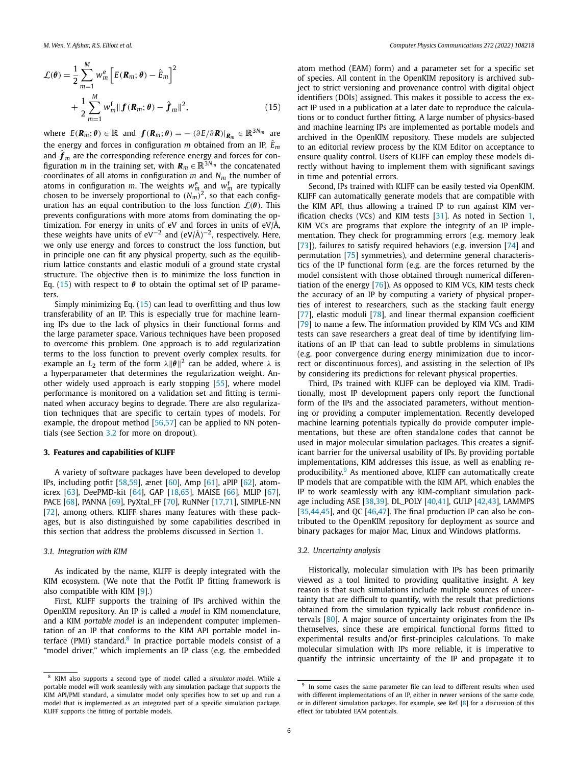$$\mathcal{L}(\boldsymbol{\theta}) = \frac{1}{2}\sum_{m=1}^{M} w_m^{\mathrm{e}} \left[E(\boldsymbol{R}_m;\boldsymbol{\theta}) - \hat{E}_m\right]^2 + \frac{1}{2}\sum_{m=1}^{M} w_m^{\mathrm{f}} \|\boldsymbol{f}(\boldsymbol{R}_m;\boldsymbol{\theta}) - \hat{\boldsymbol{f}}_m\|^2, \tag{15}$$

where $E(\boldsymbol{R}_m;\boldsymbol{\theta}) \in \mathbb{R}$ and $\boldsymbol{f}(\boldsymbol{R}_m;\boldsymbol{\theta}) = -\left(\partial E/\partial \boldsymbol{R}\right)|_{\boldsymbol{R}_m} \in \mathbb{R}^{3N_m}$ are the energy and forces in configuration $m$ obtained from an IP, $\hat{E}_m$ and $\hat{\boldsymbol{f}}_m$ are the corresponding reference energy and forces for configuration $m$ in the training set, with $\boldsymbol{R}_m \in \mathbb{R}^{3N_m}$ the concatenated coordinates of all atoms in configuration $m$ and $N_m$ the number of atoms in configuration $m$. The weights $w_m^{\mathrm{e}}$ and $w_m^{\mathrm{f}}$ are typically chosen to be inversely proportional to $(N_m)^2$, so that each configuration has an equal contribution to the loss function $\mathcal{L}(\boldsymbol{\theta})$. This prevents configurations with more atoms from dominating the optimization. For energy in units of eV and forces in units of eV/Å, these weights have units of $\mathrm{eV}^{-2}$ and $(\mathrm{eV/Å})^{-2}$, respectively. Here, we only use energy and forces to construct the loss function, but in principle one can fit any physical property, such as the equilibrium lattice constants and elastic moduli of a ground state crystal structure. The objective then is to minimize the loss function in Eq. (15) with respect to $\boldsymbol{\theta}$ to obtain the optimal set of IP parameters.

Simply minimizing Eq. (15) can lead to overfitting and thus low transferability of an IP. This is especially true for machine learning IPs due to the lack of physics in their functional forms and the large parameter space. Various techniques have been proposed to overcome this problem. One approach is to add regularization terms to the loss function to prevent overly complex results, for example an $L_2$ term of the form $\lambda\|\boldsymbol{\theta}\|^2$ can be added, where $\lambda$ is a hyperparameter that determines the regularization weight. Another widely used approach is early stopping [55], where model performance is monitored on a validation set and fitting is terminated when accuracy begins to degrade. There are also regularization techniques that are specific to certain types of models. For example, the dropout method [56,57] can be applied to NN potentials (see Section 3.2 for more on dropout).

## 3. Features and capabilities of KLIFF

A variety of software packages have been developed to develop IPs, including potfit [58,59], ænet [60], Amp [61], aPIP [62], atomicrex [63], DeePMD-kit [64], GAP [18,65], MAISE [66], MLIP [67], PACE [68], PANNA [69], PyXtal_FF [70], RuNNer [17,71], SIMPLE-NN [72], among others. KLIFF shares many features with these packages, but is also distinguished by some capabilities described in this section that address the problems discussed in Section 1.

### 3.1. Integration with KIM

As indicated by the name, KLIFF is deeply integrated with the KIM ecosystem. (We note that the Potfit IP fitting framework is also compatible with KIM [9].)

First, KLIFF supports the training of IPs archived within the OpenKIM repository. An IP is called a *model* in KIM nomenclature, and a KIM *portable model* is an independent computer implementation of an IP that conforms to the KIM API portable model interface (PMI) standard.[8] In practice portable models consist of a "model driver," which implements an IP class (e.g. the embedded atom method (EAM) form) and a parameter set for a specific set of species. All content in the OpenKIM repository is archived subject to strict versioning and provenance control with digital object identifiers (DOIs) assigned. This makes it possible to access the exact IP used in a publication at a later date to reproduce the calculations or to conduct further fitting. A large number of physics-based and machine learning IPs are implemented as portable models and archived in the OpenKIM repository. These models are subjected to an editorial review process by the KIM Editor on acceptance to ensure quality control. Users of KLIFF can employ these models directly without having to implement them with significant savings in time and potential errors.

Second, IPs trained with KLIFF can be easily tested via OpenKIM. KLIFF can automatically generate models that are compatible with the KIM API, thus allowing a trained IP to run against KIM verification checks (VCs) and KIM tests [31]. As noted in Section 1, KIM VCs are programs that explore the integrity of an IP implementation. They check for programming errors (e.g. memory leak [73]), failures to satisfy required behaviors (e.g. inversion [74] and permutation [75] symmetries), and determine general characteristics of the IP functional form (e.g. are the forces returned by the model consistent with those obtained through numerical differentiation of the energy [76]). As opposed to KIM VCs, KIM tests check the accuracy of an IP by computing a variety of physical properties of interest to researchers, such as the stacking fault energy [77], elastic moduli [78], and linear thermal expansion coefficient [79] to name a few. The information provided by KIM VCs and KIM tests can save researchers a great deal of time by identifying limitations of an IP that can lead to subtle problems in simulations (e.g. poor convergence during energy minimization due to incorrect or discontinuous forces), and assisting in the selection of IPs by considering its predictions for relevant physical properties.

Third, IPs trained with KLIFF can be deployed via KIM. Traditionally, most IP development papers only report the functional form of the IPs and the associated parameters, without mentioning or providing a computer implementation. Recently developed machine learning potentials typically do provide computer implementations, but these are often standalone codes that cannot be used in major molecular simulation packages. This creates a significant barrier for the universal usability of IPs. By providing portable implementations, KIM addresses this issue, as well as enabling reproducibility.[9] As mentioned above, KLIFF can automatically create IP models that are compatible with the KIM API, which enables the IP to work seamlessly with any KIM-compliant simulation package including ASE [38,39], DL_POLY [40,41], GULP [42,43], LAMMPS [35,44,45], and QC [46,47]. The final production IP can also be contributed to the OpenKIM repository for deployment as source and binary packages for major Mac, Linux and Windows platforms.

### 3.2. Uncertainty analysis

Historically, molecular simulation with IPs has been primarily viewed as a tool limited to providing qualitative insight. A key reason is that such simulations include multiple sources of uncertainty that are difficult to quantify, with the result that predictions obtained from the simulation typically lack robust confidence intervals [80]. A major source of uncertainty originates from the IPs themselves, since these are empirical functional forms fitted to experimental results and/or first-principles calculations. To make molecular simulation with IPs more reliable, it is imperative to quantify the intrinsic uncertainty of the IP and propagate it to

[8] KIM also supports a second type of model called a *simulator model*. While a portable model will work seamlessly with any simulation package that supports the KIM API/PMI standard, a simulator model only specifies how to set up and run a model that is implemented as an integrated part of a specific simulation package. KLIFF supports the fitting of portable models.

[9] In some cases the same parameter file can lead to different results when used with different implementations of an IP, either in newer versions of the same code, or in different simulation packages. For example, see Ref. [8] for a discussion of this effect for tabulated EAM potentials.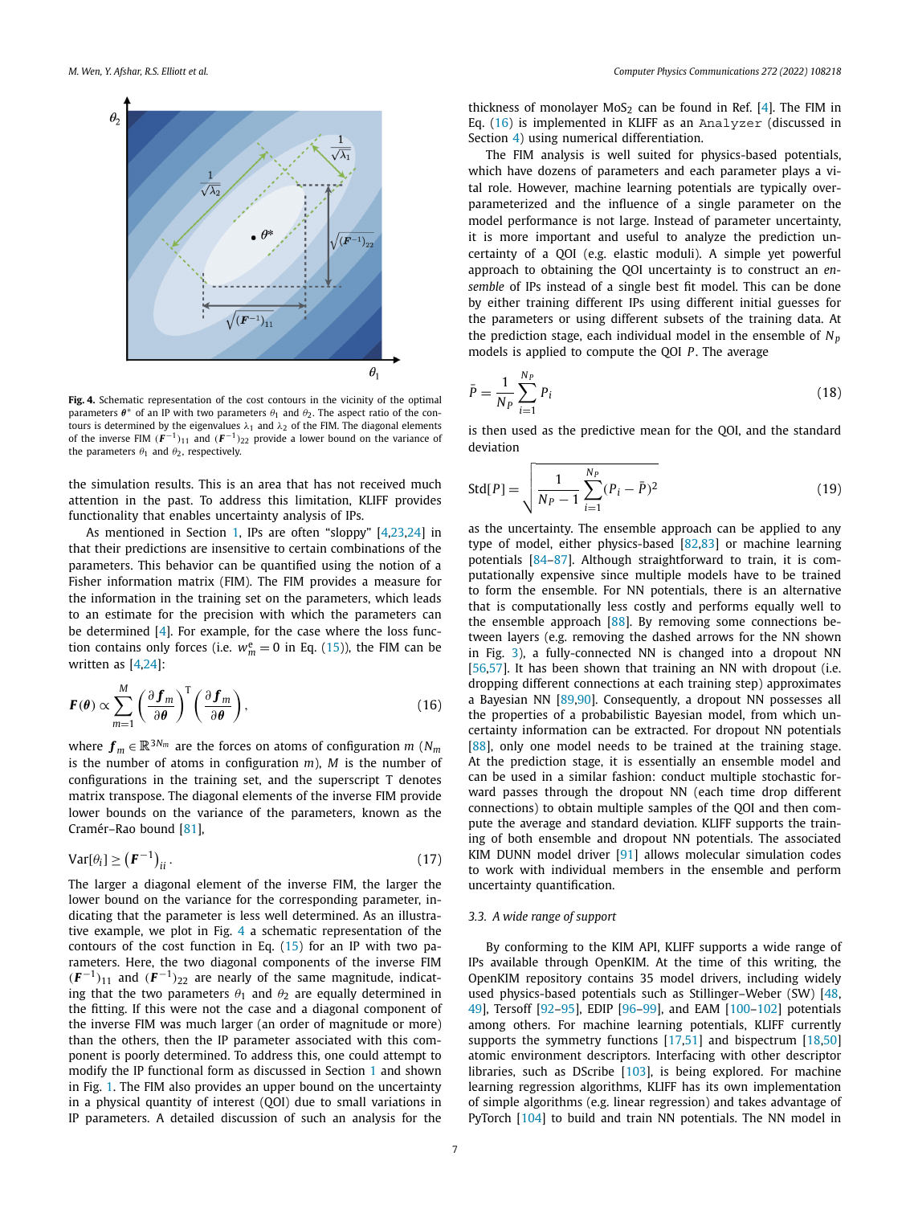Fig. 4. Schematic representation of the cost contours in the vicinity of the optimal parameters $\boldsymbol{\theta}^*$ of an IP with two parameters $\theta_1$ and $\theta_2$. The aspect ratio of the contours is determined by the eigenvalues $\lambda_1$ and $\lambda_2$ of the FIM. The diagonal elements of the inverse FIM $(\boldsymbol{F}^{-1})_{11}$ and $(\boldsymbol{F}^{-1})_{22}$ provide a lower bound on the variance of the parameters $\theta_1$ and $\theta_2$, respectively.

the simulation results. This is an area that has not received much attention in the past. To address this limitation, KLIFF provides functionality that enables uncertainty analysis of IPs.

As mentioned in Section 1, IPs are often "sloppy" [4,23,24] in that their predictions are insensitive to certain combinations of the parameters. This behavior can be quantified using the notion of a Fisher information matrix (FIM). The FIM provides a measure for the information in the training set on the parameters, which leads to an estimate for the precision with which the parameters can be determined [4]. For example, for the case where the loss function contains only forces (i.e. $w_m^{\mathrm{e}} = 0$ in Eq. (15)), the FIM can be written as [4,24]:

$$\boldsymbol{F}(\boldsymbol{\theta}) \propto \sum_{m=1}^{M} \left( \frac{\partial \boldsymbol{f}_m}{\partial \boldsymbol{\theta}} \right)^{\mathrm{T}} \left( \frac{\partial \boldsymbol{f}_m}{\partial \boldsymbol{\theta}} \right), \tag{16}$$

where $\boldsymbol{f}_m \in \mathbb{R}^{3N_m}$ are the forces on atoms of configuration $m$ ($N_m$ is the number of atoms in configuration $m$), $M$ is the number of configurations in the training set, and the superscript T denotes matrix transpose. The diagonal elements of the inverse FIM provide lower bounds on the variance of the parameters, known as the Cramér–Rao bound [81],

$$\mathrm{Var}[\theta_i] \geq \left( \boldsymbol{F}^{-1} \right)_{ii}. \tag{17}$$

The larger a diagonal element of the inverse FIM, the larger the lower bound on the variance for the corresponding parameter, indicating that the parameter is less well determined. As an illustrative example, we plot in Fig. 4 a schematic representation of the contours of the cost function in Eq. (15) for an IP with two parameters. Here, the two diagonal components of the inverse FIM $(\boldsymbol{F}^{-1})_{11}$ and $(\boldsymbol{F}^{-1})_{22}$ are nearly of the same magnitude, indicating that the two parameters $\theta_1$ and $\theta_2$ are equally determined in the fitting. If this were not the case and a diagonal component of the inverse FIM was much larger (an order of magnitude or more) than the others, then the IP parameter associated with this component is poorly determined. To address this, one could attempt to modify the IP functional form as discussed in Section 1 and shown in Fig. 1. The FIM also provides an upper bound on the uncertainty in a physical quantity of interest (QOI) due to small variations in IP parameters. A detailed discussion of such an analysis for the thickness of monolayer $\mathrm{MoS_2}$ can be found in Ref. [4]. The FIM in Eq. (16) is implemented in KLIFF as an `Analyzer` (discussed in Section 4) using numerical differentiation.

The FIM analysis is well suited for physics-based potentials, which have dozens of parameters and each parameter plays a vital role. However, machine learning potentials are typically overparameterized and the influence of a single parameter on the model performance is not large. Instead of parameter uncertainty, it is more important and useful to analyze the prediction uncertainty of a QOI (e.g. elastic moduli). A simple yet powerful approach to obtaining the QOI uncertainty is to construct an *ensemble* of IPs instead of a single best fit model. This can be done by either training different IPs using different initial guesses for the parameters or using different subsets of the training data. At the prediction stage, each individual model in the ensemble of $N_P$ models is applied to compute the QOI $P$. The average

$$\bar{P} = \frac{1}{N_P} \sum_{i=1}^{N_P} P_i \tag{18}$$

is then used as the predictive mean for the QOI, and the standard deviation

$$\mathrm{Std}[P] = \sqrt{\frac{1}{N_P - 1} \sum_{i=1}^{N_P} (P_i - \bar{P})^2} \tag{19}$$

as the uncertainty. The ensemble approach can be applied to any type of model, either physics-based [82,83] or machine learning potentials [84–87]. Although straightforward to train, it is computationally expensive since multiple models have to be trained to form the ensemble. For NN potentials, there is an alternative that is computationally less costly and performs equally well to the ensemble approach [88]. By removing some connections between layers (e.g. removing the dashed arrows for the NN shown in Fig. 3), a fully-connected NN is changed into a dropout NN [56,57]. It has been shown that training an NN with dropout (i.e. dropping different connections at each training step) approximates a Bayesian NN [89,90]. Consequently, a dropout NN possesses all the properties of a probabilistic Bayesian model, from which uncertainty information can be extracted. For dropout NN potentials [88], only one model needs to be trained at the training stage. At the prediction stage, it is essentially an ensemble model and can be used in a similar fashion: conduct multiple stochastic forward passes through the dropout NN (each time drop different connections) to obtain multiple samples of the QOI and then compute the average and standard deviation. KLIFF supports the training of both ensemble and dropout NN potentials. The associated KIM DUNN model driver [91] allows molecular simulation codes to work with individual members in the ensemble and perform uncertainty quantification.

### 3.3. A wide range of support

By conforming to the KIM API, KLIFF supports a wide range of IPs available through OpenKIM. At the time of this writing, the OpenKIM repository contains 35 model drivers, including widely used physics-based potentials such as Stillinger–Weber (SW) [48,49], Tersoff [92–95], EDIP [96–99], and EAM [100–102] potentials among others. For machine learning potentials, KLIFF currently supports the symmetry functions [17,51] and bispectrum [18,50] atomic environment descriptors. Interfacing with other descriptor libraries, such as DScribe [103], is being explored. For machine learning regression algorithms, KLIFF has its own implementation of simple algorithms (e.g. linear regression) and takes advantage of PyTorch [104] to build and train NN potentials. The NN model in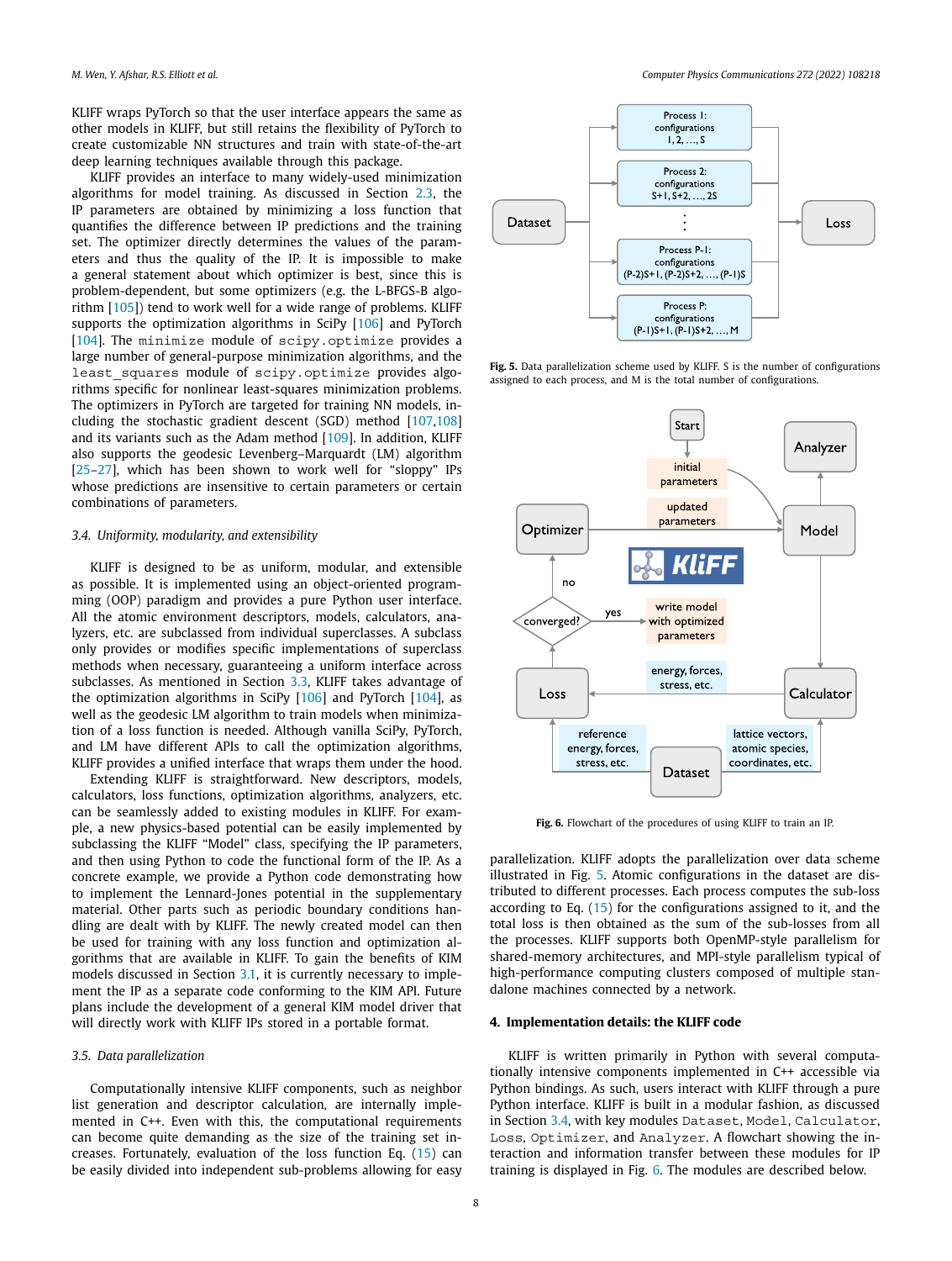KLIFF wraps PyTorch so that the user interface appears the same as other models in KLIFF, but still retains the flexibility of PyTorch to create customizable NN structures and train with state-of-the-art deep learning techniques available through this package.

KLIFF provides an interface to many widely-used minimization algorithms for model training. As discussed in Section 2.3, the IP parameters are obtained by minimizing a loss function that quantifies the difference between IP predictions and the training set. The optimizer directly determines the values of the parameters and thus the quality of the IP. It is impossible to make a general statement about which optimizer is best, since this is problem-dependent, but some optimizers (e.g. the L-BFGS-B algorithm [105]) tend to work well for a wide range of problems. KLIFF supports the optimization algorithms in SciPy [106] and PyTorch [104]. The `minimize` module of `scipy.optimize` provides a large number of general-purpose minimization algorithms, and the `least_squares` module of `scipy.optimize` provides algorithms specific for nonlinear least-squares minimization problems. The optimizers in PyTorch are targeted for training NN models, including the stochastic gradient descent (SGD) method [107,108] and its variants such as the Adam method [109]. In addition, KLIFF also supports the geodesic Levenberg–Marquardt (LM) algorithm [25–27], which has been shown to work well for "sloppy" IPs whose predictions are insensitive to certain parameters or certain combinations of parameters.

### 3.4. Uniformity, modularity, and extensibility

KLIFF is designed to be as uniform, modular, and extensible as possible. It is implemented using an object-oriented programming (OOP) paradigm and provides a pure Python user interface. All the atomic environment descriptors, models, calculators, analyzers, etc. are subclassed from individual superclasses. A subclass only provides or modifies specific implementations of superclass methods when necessary, guaranteeing a uniform interface across subclasses. As mentioned in Section 3.3, KLIFF takes advantage of the optimization algorithms in SciPy [106] and PyTorch [104], as well as the geodesic LM algorithm to train models when minimization of a loss function is needed. Although vanilla SciPy, PyTorch, and LM have different APIs to call the optimization algorithms, KLIFF provides a unified interface that wraps them under the hood.

Extending KLIFF is straightforward. New descriptors, models, calculators, loss functions, optimization algorithms, analyzers, etc. can be seamlessly added to existing modules in KLIFF. For example, a new physics-based potential can be easily implemented by subclassing the KLIFF "Model" class, specifying the IP parameters, and then using Python to code the functional form of the IP. As a concrete example, we provide a Python code demonstrating how to implement the Lennard-Jones potential in the supplementary material. Other parts such as periodic boundary conditions handling are dealt with by KLIFF. The newly created model can then be used for training with any loss function and optimization algorithms that are available in KLIFF. To gain the benefits of KIM models discussed in Section 3.1, it is currently necessary to implement the IP as a separate code conforming to the KIM API. Future plans include the development of a general KIM model driver that will directly work with KLIFF IPs stored in a portable format.

### 3.5. Data parallelization

Computationally intensive KLIFF components, such as neighbor list generation and descriptor calculation, are internally implemented in C++. Even with this, the computational requirements can become quite demanding as the size of the training set increases. Fortunately, evaluation of the loss function Eq. (15) can be easily divided into independent sub-problems allowing for easy parallelization. KLIFF adopts the parallelization over data scheme illustrated in Fig. 5. Atomic configurations in the dataset are distributed to different processes. Each process computes the sub-loss according to Eq. (15) for the configurations assigned to it, and the total loss is then obtained as the sum of the sub-losses from all the processes. KLIFF supports both OpenMP-style parallelism for shared-memory architectures, and MPI-style parallelism typical of high-performance computing clusters composed of multiple standalone machines connected by a network.

**Fig. 5.** Data parallelization scheme used by KLIFF. S is the number of configurations assigned to each process, and M is the total number of configurations.

**Fig. 6.** Flowchart of the procedures of using KLIFF to train an IP.

## 4. Implementation details: the KLIFF code

KLIFF is written primarily in Python with several computationally intensive components implemented in C++ accessible via Python bindings. As such, users interact with KLIFF through a pure Python interface. KLIFF is built in a modular fashion, as discussed in Section 3.4, with key modules `Dataset`, `Model`, `Calculator`, `Loss`, `Optimizer`, and `Analyzer`. A flowchart showing the interaction and information transfer between these modules for IP training is displayed in Fig. 6. The modules are described below.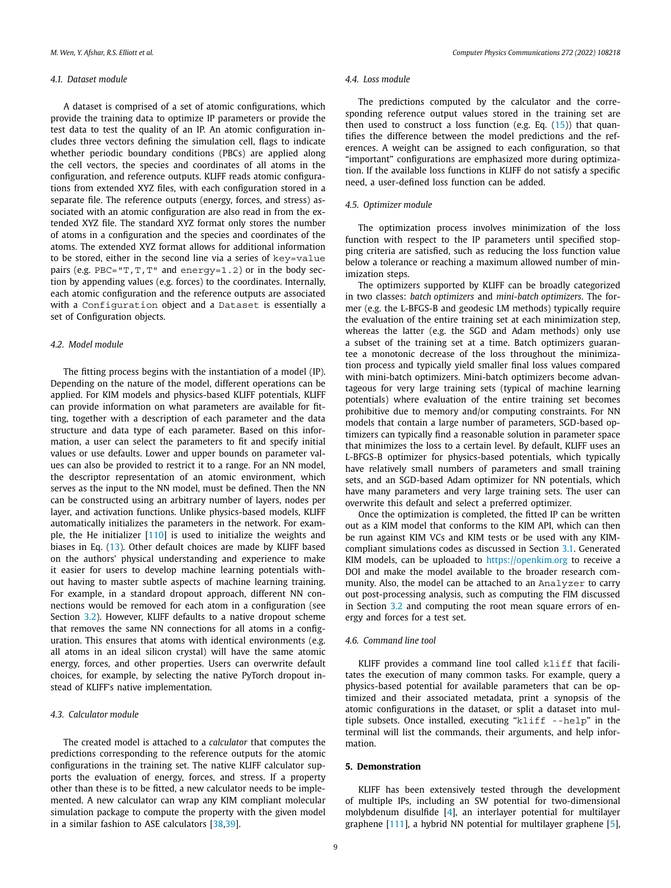### 4.1. Dataset module

A dataset is comprised of a set of atomic configurations, which provide the training data to optimize IP parameters or provide the test data to test the quality of an IP. An atomic configuration includes three vectors defining the simulation cell, flags to indicate whether periodic boundary conditions (PBCs) are applied along the cell vectors, the species and coordinates of all atoms in the configuration, and reference outputs. KLIFF reads atomic configurations from extended XYZ files, with each configuration stored in a separate file. The reference outputs (energy, forces, and stress) associated with an atomic configuration are also read in from the extended XYZ file. The standard XYZ format only stores the number of atoms in a configuration and the species and coordinates of the atoms. The extended XYZ format allows for additional information to be stored, either in the second line via a series of `key=value` pairs (e.g. `PBC="T,T,T"` and `energy=1.2`) or in the body section by appending values (e.g. forces) to the coordinates. Internally, each atomic configuration and the reference outputs are associated with a `Configuration` object and a `Dataset` is essentially a set of Configuration objects.

### 4.2. Model module

The fitting process begins with the instantiation of a model (IP). Depending on the nature of the model, different operations can be applied. For KIM models and physics-based KLIFF potentials, KLIFF can provide information on what parameters are available for fitting, together with a description of each parameter and the data structure and data type of each parameter. Based on this information, a user can select the parameters to fit and specify initial values or use defaults. Lower and upper bounds on parameter values can also be provided to restrict it to a range. For an NN model, the descriptor representation of an atomic environment, which serves as the input to the NN model, must be defined. Then the NN can be constructed using an arbitrary number of layers, nodes per layer, and activation functions. Unlike physics-based models, KLIFF automatically initializes the parameters in the network. For example, the He initializer [110] is used to initialize the weights and biases in Eq. (13). Other default choices are made by KLIFF based on the authors' physical understanding and experience to make it easier for users to develop machine learning potentials without having to master subtle aspects of machine learning training. For example, in a standard dropout approach, different NN connections would be removed for each atom in a configuration (see Section 3.2). However, KLIFF defaults to a native dropout scheme that removes the same NN connections for all atoms in a configuration. This ensures that atoms with identical environments (e.g. all atoms in an ideal silicon crystal) will have the same atomic energy, forces, and other properties. Users can overwrite default choices, for example, by selecting the native PyTorch dropout instead of KLIFF's native implementation.

### 4.3. Calculator module

The created model is attached to a *calculator* that computes the predictions corresponding to the reference outputs for the atomic configurations in the training set. The native KLIFF calculator supports the evaluation of energy, forces, and stress. If a property other than these is to be fitted, a new calculator needs to be implemented. A new calculator can wrap any KIM compliant molecular simulation package to compute the property with the given model in a similar fashion to ASE calculators [38,39].

### 4.4. Loss module

The predictions computed by the calculator and the corresponding reference output values stored in the training set are then used to construct a loss function (e.g. Eq. (15)) that quantifies the difference between the model predictions and the references. A weight can be assigned to each configuration, so that "important" configurations are emphasized more during optimization. If the available loss functions in KLIFF do not satisfy a specific need, a user-defined loss function can be added.

### 4.5. Optimizer module

The optimization process involves minimization of the loss function with respect to the IP parameters until specified stopping criteria are satisfied, such as reducing the loss function value below a tolerance or reaching a maximum allowed number of minimization steps.

The optimizers supported by KLIFF can be broadly categorized in two classes: *batch optimizers* and *mini-batch optimizers*. The former (e.g. the L-BFGS-B and geodesic LM methods) typically require the evaluation of the entire training set at each minimization step, whereas the latter (e.g. the SGD and Adam methods) only use a subset of the training set at a time. Batch optimizers guarantee a monotonic decrease of the loss throughout the minimization process and typically yield smaller final loss values compared with mini-batch optimizers. Mini-batch optimizers become advantageous for very large training sets (typical of machine learning potentials) where evaluation of the entire training set becomes prohibitive due to memory and/or computing constraints. For NN models that contain a large number of parameters, SGD-based optimizers can typically find a reasonable solution in parameter space that minimizes the loss to a certain level. By default, KLIFF uses an L-BFGS-B optimizer for physics-based potentials, which typically have relatively small numbers of parameters and small training sets, and an SGD-based Adam optimizer for NN potentials, which have many parameters and very large training sets. The user can overwrite this default and select a preferred optimizer.

Once the optimization is completed, the fitted IP can be written out as a KIM model that conforms to the KIM API, which can then be run against KIM VCs and KIM tests or be used with any KIM-compliant simulations codes as discussed in Section 3.1. Generated KIM models, can be uploaded to https://openkim.org to receive a DOI and make the model available to the broader research community. Also, the model can be attached to an `Analyzer` to carry out post-processing analysis, such as computing the FIM discussed in Section 3.2 and computing the root mean square errors of energy and forces for a test set.

### 4.6. Command line tool

KLIFF provides a command line tool called `kliff` that facilitates the execution of many common tasks. For example, query a physics-based potential for available parameters that can be optimized and their associated metadata, print a synopsis of the atomic configurations in the dataset, or split a dataset into multiple subsets. Once installed, executing "`kliff --help`" in the terminal will list the commands, their arguments, and help information.

## 5. Demonstration

KLIFF has been extensively tested through the development of multiple IPs, including an SW potential for two-dimensional molybdenum disulfide [4], an interlayer potential for multilayer graphene [111], a hybrid NN potential for multilayer graphene [5],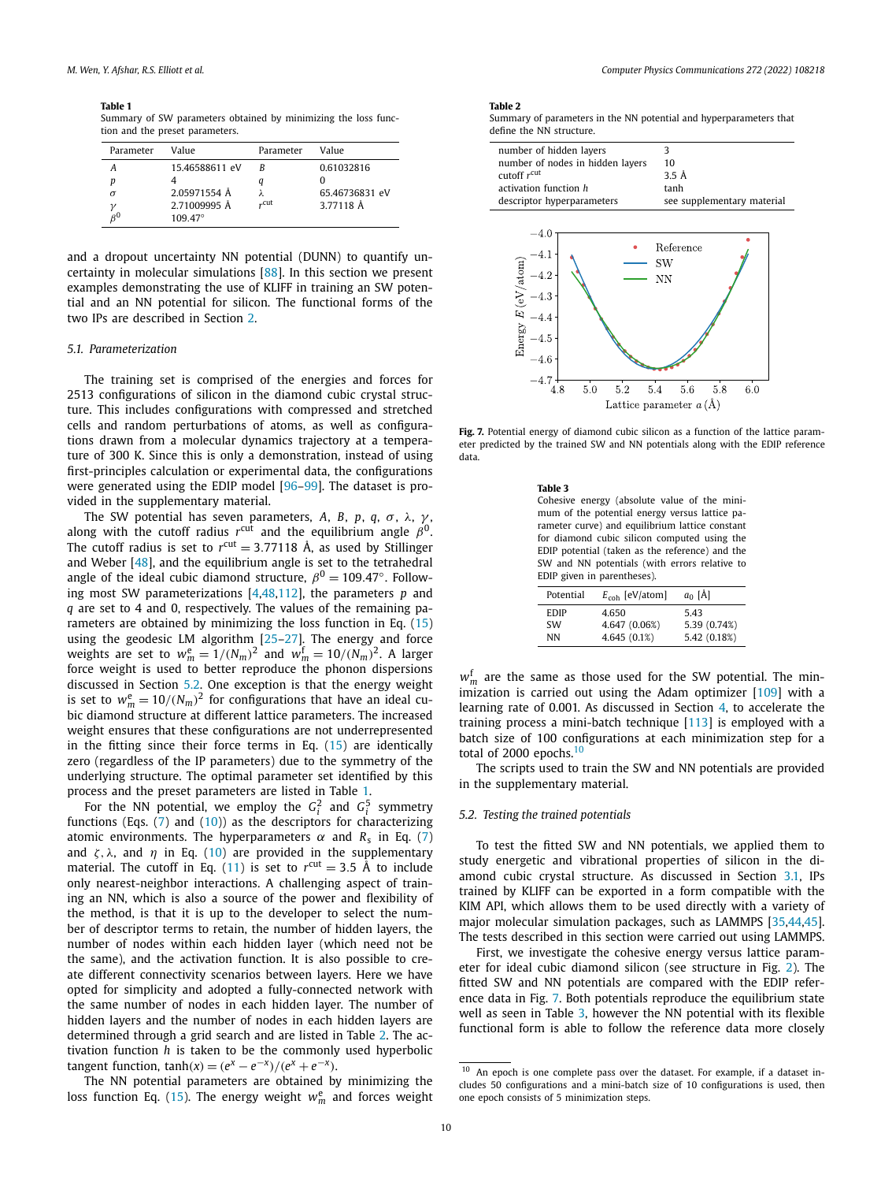**Table 1**
Summary of SW parameters obtained by minimizing the loss function and the preset parameters.

| Parameter | Value | Parameter | Value |
|---|---|---|---|
| $A$ | 15.46588611 eV | $B$ | 0.61032816 |
| $p$ | 4 | $q$ | 0 |
| $\sigma$ | 2.05971554 Å | $\lambda$ | 65.46736831 eV |
| $\gamma$ | 2.71009995 Å | $r^{\text{cut}}$ | 3.77118 Å |
| $\beta^0$ | 109.47° | | |

and a dropout uncertainty NN potential (DUNN) to quantify uncertainty in molecular simulations [88]. In this section we present examples demonstrating the use of KLIFF in training an SW potential and an NN potential for silicon. The functional forms of the two IPs are described in Section 2.

### 5.1. Parameterization

The training set is comprised of the energies and forces for 2513 configurations of silicon in the diamond cubic crystal structure. This includes configurations with compressed and stretched cells and random perturbations of atoms, as well as configurations drawn from a molecular dynamics trajectory at a temperature of 300 K. Since this is only a demonstration, instead of using first-principles calculation or experimental data, the configurations were generated using the EDIP model [96–99]. The dataset is provided in the supplementary material.

The SW potential has seven parameters, $A$, $B$, $p$, $q$, $\sigma$, $\lambda$, $\gamma$, along with the cutoff radius $r^{\text{cut}}$ and the equilibrium angle $\beta^0$. The cutoff radius is set to $r^{\text{cut}} = 3.77118$ Å, as used by Stillinger and Weber [48], and the equilibrium angle is set to the tetrahedral angle of the ideal cubic diamond structure, $\beta^0 = 109.47°$. Following most SW parameterizations [4,48,112], the parameters $p$ and $q$ are set to 4 and 0, respectively. The values of the remaining parameters are obtained by minimizing the loss function in Eq. (15) using the geodesic LM algorithm [25–27]. The energy and force weights are set to $w_m^{\text{e}} = 1/(N_m)^2$ and $w_m^{\text{f}} = 10/(N_m)^2$. A larger force weight is used to better reproduce the phonon dispersions discussed in Section 5.2. One exception is that the energy weight is set to $w_m^{\text{e}} = 10/(N_m)^2$ for configurations that have an ideal cubic diamond structure at different lattice parameters. The increased weight ensures that these configurations are not underrepresented in the fitting since their force terms in Eq. (15) are identically zero (regardless of the IP parameters) due to the symmetry of the underlying structure. The optimal parameter set identified by this process and the preset parameters are listed in Table 1.

For the NN potential, we employ the $G_i^2$ and $G_i^5$ symmetry functions (Eqs. (7) and (10)) as the descriptors for characterizing atomic environments. The hyperparameters $\alpha$ and $R_s$ in Eq. (7) and $\zeta, \lambda$, and $\eta$ in Eq. (10) are provided in the supplementary material. The cutoff in Eq. (11) is set to $r^{\text{cut}} = 3.5$ Å to include only nearest-neighbor interactions. A challenging aspect of training an NN, which is also a source of the power and flexibility of the method, is that it is up to the developer to select the number of descriptor terms to retain, the number of hidden layers, the number of nodes within each hidden layer (which need not be the same), and the activation function. It is also possible to create different connectivity scenarios between layers. Here we have opted for simplicity and adopted a fully-connected network with the same number of nodes in each hidden layer. The number of hidden layers and the number of nodes in each hidden layers are determined through a grid search and are listed in Table 2. The activation function $h$ is taken to be the commonly used hyperbolic tangent function, $\tanh(x) = (e^x - e^{-x})/(e^x + e^{-x})$.

The NN potential parameters are obtained by minimizing the loss function Eq. (15). The energy weight $w_m^{\text{e}}$ and forces weight $w_m^{\text{f}}$ are the same as those used for the SW potential. The minimization is carried out using the Adam optimizer [109] with a learning rate of 0.001. As discussed in Section 4, to accelerate the training process a mini-batch technique [113] is employed with a batch size of 100 configurations at each minimization step for a total of 2000 epochs.[10]

The scripts used to train the SW and NN potentials are provided in the supplementary material.

**Table 2**
Summary of parameters in the NN potential and hyperparameters that define the NN structure.

| | |
|---|---|
| number of hidden layers | 3 |
| number of nodes in hidden layers | 10 |
| cutoff $r^{\text{cut}}$ | 3.5 Å |
| activation function $h$ | tanh |
| descriptor hyperparameters | see supplementary material |

**Fig. 7.** Potential energy of diamond cubic silicon as a function of the lattice parameter predicted by the trained SW and NN potentials along with the EDIP reference data.

**Table 3**
Cohesive energy (absolute value of the minimum of the potential energy versus lattice parameter curve) and equilibrium lattice constant for diamond cubic silicon computed using the EDIP potential (taken as the reference) and the SW and NN potentials (with errors relative to EDIP given in parentheses).

| Potential | $E_{\text{coh}}$ [eV/atom] | $a_0$ [Å] |
|---|---|---|
| EDIP | 4.650 | 5.43 |
| SW | 4.647 (0.06%) | 5.39 (0.74%) |
| NN | 4.645 (0.1%) | 5.42 (0.18%) |

### 5.2. Testing the trained potentials

To test the fitted SW and NN potentials, we applied them to study energetic and vibrational properties of silicon in the diamond cubic crystal structure. As discussed in Section 3.1, IPs trained by KLIFF can be exported in a form compatible with the KIM API, which allows them to be used directly with a variety of major molecular simulation packages, such as LAMMPS [35,44,45]. The tests described in this section were carried out using LAMMPS.

First, we investigate the cohesive energy versus lattice parameter for ideal cubic diamond silicon (see structure in Fig. 2). The fitted SW and NN potentials are compared with the EDIP reference data in Fig. 7. Both potentials reproduce the equilibrium state well as seen in Table 3, however the NN potential with its flexible functional form is able to follow the reference data more closely

[10] An epoch is one complete pass over the dataset. For example, if a dataset includes 50 configurations and a mini-batch size of 10 configurations is used, then one epoch consists of 5 minimization steps.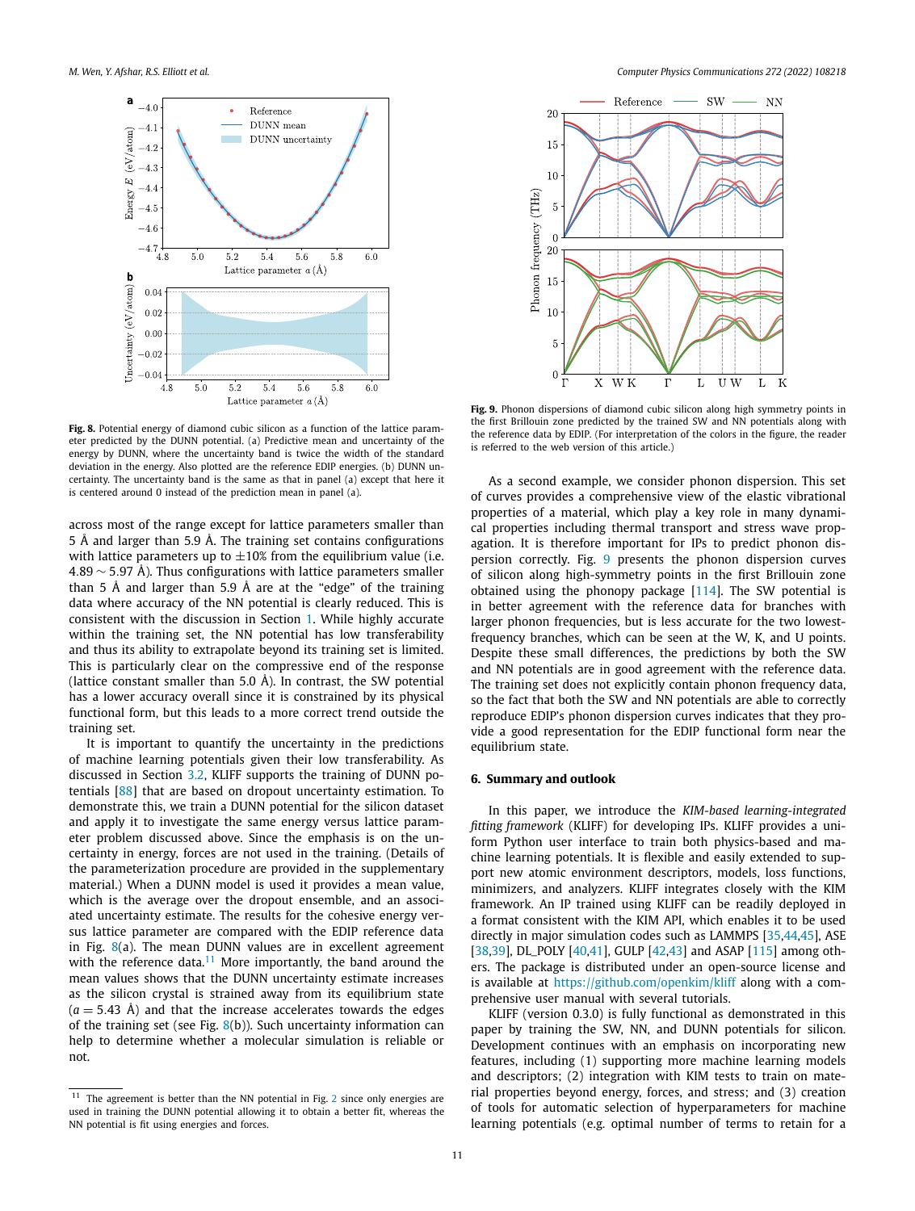**Fig. 8.** Potential energy of diamond cubic silicon as a function of the lattice parameter predicted by the DUNN potential. (a) Predictive mean and uncertainty of the energy by DUNN, where the uncertainty band is twice the width of the standard deviation in the energy. Also plotted are the reference EDIP energies. (b) DUNN uncertainty. The uncertainty band is the same as that in panel (a) except that here it is centered around 0 instead of the prediction mean in panel (a).

across most of the range except for lattice parameters smaller than 5 Å and larger than 5.9 Å. The training set contains configurations with lattice parameters up to ±10% from the equilibrium value (i.e. 4.89 ∼ 5.97 Å). Thus configurations with lattice parameters smaller than 5 Å and larger than 5.9 Å are at the "edge" of the training data where accuracy of the NN potential is clearly reduced. This is consistent with the discussion in Section 1. While highly accurate within the training set, the NN potential has low transferability and thus its ability to extrapolate beyond its training set is limited. This is particularly clear on the compressive end of the response (lattice constant smaller than 5.0 Å). In contrast, the SW potential has a lower accuracy overall since it is constrained by its physical functional form, but this leads to a more correct trend outside the training set.

It is important to quantify the uncertainty in the predictions of machine learning potentials given their low transferability. As discussed in Section 3.2, KLIFF supports the training of DUNN potentials [88] that are based on dropout uncertainty estimation. To demonstrate this, we train a DUNN potential for the silicon dataset and apply it to investigate the same energy versus lattice parameter problem discussed above. Since the emphasis is on the uncertainty in energy, forces are not used in the training. (Details of the parameterization procedure are provided in the supplementary material.) When a DUNN model is used it provides a mean value, which is the average over the dropout ensemble, and an associated uncertainty estimate. The results for the cohesive energy versus lattice parameter are compared with the EDIP reference data in Fig. 8(a). The mean DUNN values are in excellent agreement with the reference data.[11] More importantly, the band around the mean values shows that the DUNN uncertainty estimate increases as the silicon crystal is strained away from its equilibrium state ($a = 5.43$ Å) and that the increase accelerates towards the edges of the training set (see Fig. 8(b)). Such uncertainty information can help to determine whether a molecular simulation is reliable or not.

[11] The agreement is better than the NN potential in Fig. 2 since only energies are used in training the DUNN potential allowing it to obtain a better fit, whereas the NN potential is fit using energies and forces.

**Fig. 9.** Phonon dispersions of diamond cubic silicon along high symmetry points in the first Brillouin zone predicted by the trained SW and NN potentials along with the reference data by EDIP. (For interpretation of the colors in the figure, the reader is referred to the web version of this article.)

As a second example, we consider phonon dispersion. This set of curves provides a comprehensive view of the elastic vibrational properties of a material, which play a key role in many dynamical properties including thermal transport and stress wave propagation. It is therefore important for IPs to predict phonon dispersion correctly. Fig. 9 presents the phonon dispersion curves of silicon along high-symmetry points in the first Brillouin zone obtained using the phonopy package [114]. The SW potential is in better agreement with the reference data for branches with larger phonon frequencies, but is less accurate for the two lowest-frequency branches, which can be seen at the W, K, and U points. Despite these small differences, the predictions by both the SW and NN potentials are in good agreement with the reference data. The training set does not explicitly contain phonon frequency data, so the fact that both the SW and NN potentials are able to correctly reproduce EDIP's phonon dispersion curves indicates that they provide a good representation for the EDIP functional form near the equilibrium state.

## 6. Summary and outlook

In this paper, we introduce the *KIM-based learning-integrated fitting framework* (KLIFF) for developing IPs. KLIFF provides a uniform Python user interface to train both physics-based and machine learning potentials. It is flexible and easily extended to support new atomic environment descriptors, models, loss functions, minimizers, and analyzers. KLIFF integrates closely with the KIM framework. An IP trained using KLIFF can be readily deployed in a format consistent with the KIM API, which enables it to be used directly in major simulation codes such as LAMMPS [35,44,45], ASE [38,39], DL_POLY [40,41], GULP [42,43] and ASAP [115] among others. The package is distributed under an open-source license and is available at https://github.com/openkim/kliff along with a comprehensive user manual with several tutorials.

KLIFF (version 0.3.0) is fully functional as demonstrated in this paper by training the SW, NN, and DUNN potentials for silicon. Development continues with an emphasis on incorporating new features, including (1) supporting more machine learning models and descriptors; (2) integration with KIM tests to train on material properties beyond energy, forces, and stress; and (3) creation of tools for automatic selection of hyperparameters for machine learning potentials (e.g. optimal number of terms to retain for a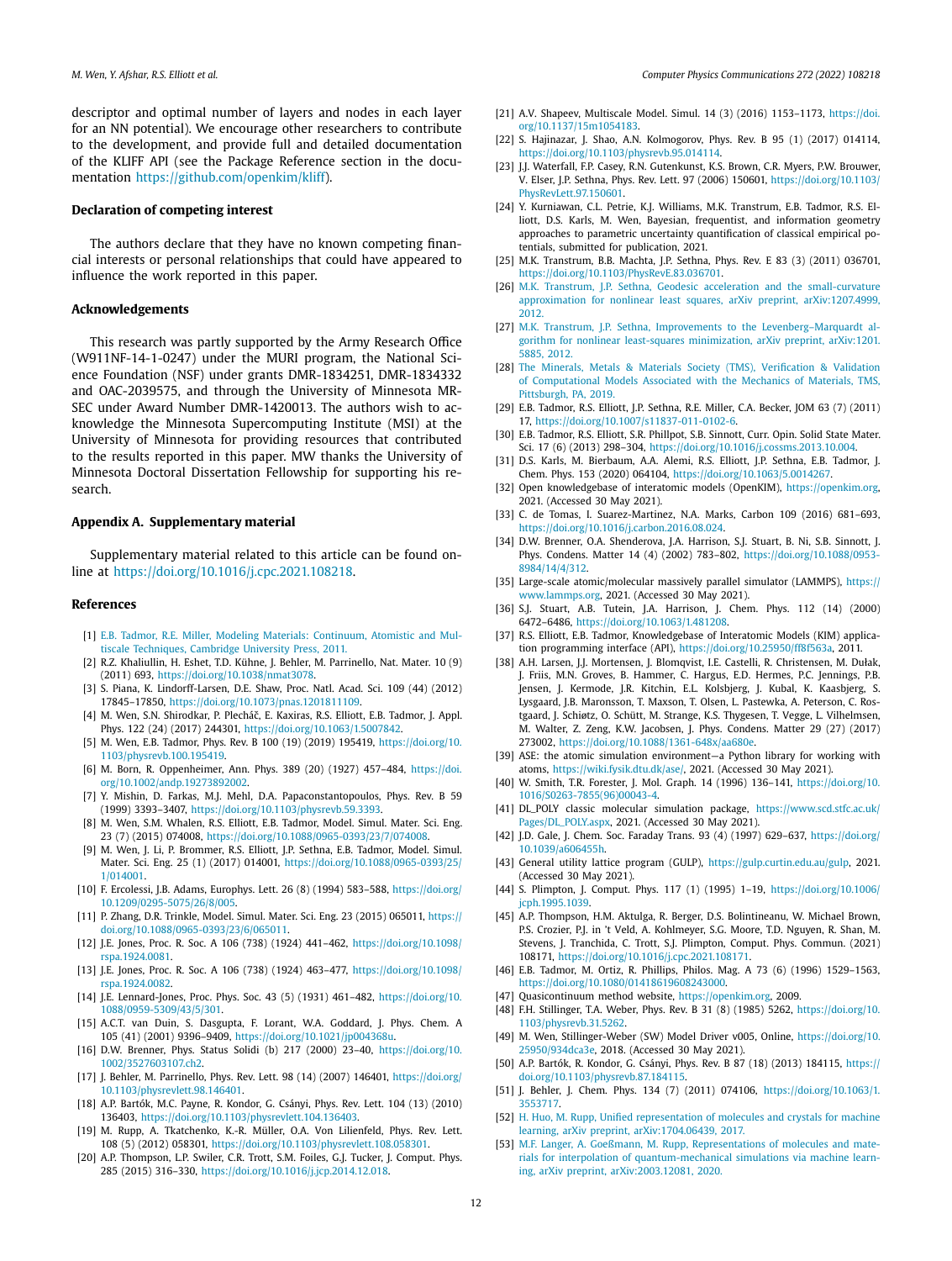descriptor and optimal number of layers and nodes in each layer for an NN potential). We encourage other researchers to contribute to the development, and provide full and detailed documentation of the KLIFF API (see the Package Reference section in the documentation https://github.com/openkim/kliff).

## Declaration of competing interest

The authors declare that they have no known competing financial interests or personal relationships that could have appeared to influence the work reported in this paper.

## Acknowledgements

This research was partly supported by the Army Research Office (W911NF-14-1-0247) under the MURI program, the National Science Foundation (NSF) under grants DMR-1834251, DMR-1834332 and OAC-2039575, and through the University of Minnesota MRSEC under Award Number DMR-1420013. The authors wish to acknowledge the Minnesota Supercomputing Institute (MSI) at the University of Minnesota for providing resources that contributed to the results reported in this paper. MW thanks the University of Minnesota Doctoral Dissertation Fellowship for supporting his research.

## Appendix A. Supplementary material

Supplementary material related to this article can be found online at https://doi.org/10.1016/j.cpc.2021.108218.

## References

[1] E.B. Tadmor, R.E. Miller, Modeling Materials: Continuum, Atomistic and Multiscale Techniques, Cambridge University Press, 2011.

[2] R.Z. Khaliullin, H. Eshet, T.D. Kühne, J. Behler, M. Parrinello, Nat. Mater. 10 (9) (2011) 693, https://doi.org/10.1038/nmat3078.

[3] S. Piana, K. Lindorff-Larsen, D.E. Shaw, Proc. Natl. Acad. Sci. 109 (44) (2012) 17845–17850, https://doi.org/10.1073/pnas.1201811109.

[4] M. Wen, S.N. Shirodkar, P. Plecháč, E. Kaxiras, R.S. Elliott, E.B. Tadmor, J. Appl. Phys. 122 (24) (2017) 244301, https://doi.org/10.1063/1.5007842.

[5] M. Wen, E.B. Tadmor, Phys. Rev. B 100 (19) (2019) 195419, https://doi.org/10.1103/physrevb.100.195419.

[6] M. Born, R. Oppenheimer, Ann. Phys. 389 (20) (1927) 457–484, https://doi.org/10.1002/andp.19273892002.

[7] Y. Mishin, D. Farkas, M.J. Mehl, D.A. Papaconstantopoulos, Phys. Rev. B 59 (1999) 3393–3407, https://doi.org/10.1103/physrevb.59.3393.

[8] M. Wen, S.M. Whalen, R.S. Elliott, E.B. Tadmor, Model. Simul. Mater. Sci. Eng. 23 (7) (2015) 074008, https://doi.org/10.1088/0965-0393/23/7/074008.

[9] M. Wen, J. Li, P. Brommer, R.S. Elliott, J.P. Sethna, E.B. Tadmor, Model. Simul. Mater. Sci. Eng. 25 (1) (2017) 014001, https://doi.org/10.1088/0965-0393/25/1/014001.

[10] F. Ercolessi, J.B. Adams, Europhys. Lett. 26 (8) (1994) 583–588, https://doi.org/10.1209/0295-5075/26/8/005.

[11] P. Zhang, D.R. Trinkle, Model. Simul. Mater. Sci. Eng. 23 (2015) 065011, https://doi.org/10.1088/0965-0393/23/6/065011.

[12] J.E. Jones, Proc. R. Soc. A 106 (738) (1924) 441–462, https://doi.org/10.1098/rspa.1924.0081.

[13] J.E. Jones, Proc. R. Soc. A 106 (738) (1924) 463–477, https://doi.org/10.1098/rspa.1924.0082.

[14] J.E. Lennard-Jones, Proc. Phys. Soc. 43 (5) (1931) 461–482, https://doi.org/10.1088/0959-5309/43/5/301.

[15] A.C.T. van Duin, S. Dasgupta, F. Lorant, W.A. Goddard, J. Phys. Chem. A 105 (41) (2001) 9396–9409, https://doi.org/10.1021/jp004368u.

[16] D.W. Brenner, Phys. Status Solidi (b) 217 (2000) 23–40, https://doi.org/10.1002/3527603107.ch2.

[17] J. Behler, M. Parrinello, Phys. Rev. Lett. 98 (14) (2007) 146401, https://doi.org/10.1103/physrevlett.98.146401.

[18] A.P. Bartók, M.C. Payne, R. Kondor, G. Csányi, Phys. Rev. Lett. 104 (13) (2010) 136403, https://doi.org/10.1103/physrevlett.104.136403.

[19] M. Rupp, A. Tkatchenko, K.-R. Müller, O.A. Von Lilienfeld, Phys. Rev. Lett. 108 (5) (2012) 058301, https://doi.org/10.1103/physrevlett.108.058301.

[20] A.P. Thompson, L.P. Swiler, C.R. Trott, S.M. Foiles, G.J. Tucker, J. Comput. Phys. 285 (2015) 316–330, https://doi.org/10.1016/j.jcp.2014.12.018.

[21] A.V. Shapeev, Multiscale Model. Simul. 14 (3) (2016) 1153–1173, https://doi.org/10.1137/15m1054183.

[22] S. Hajinazar, J. Shao, A.N. Kolmogorov, Phys. Rev. B 95 (1) (2017) 014114, https://doi.org/10.1103/physrevb.95.014114.

[23] J.J. Waterfall, F.P. Casey, R.N. Gutenkunst, K.S. Brown, C.R. Myers, P.W. Brouwer, V. Elser, J.P. Sethna, Phys. Rev. Lett. 97 (2006) 150601, https://doi.org/10.1103/PhysRevLett.97.150601.

[24] Y. Kurniawan, C.L. Petrie, K.J. Williams, M.K. Transtrum, E.B. Tadmor, R.S. Elliott, D.S. Karls, M. Wen, Bayesian, frequentist, and information geometry approaches to parametric uncertainty quantification of classical empirical potentials, submitted for publication, 2021.

[25] M.K. Transtrum, B.B. Machta, J.P. Sethna, Phys. Rev. E 83 (3) (2011) 036701, https://doi.org/10.1103/PhysRevE.83.036701.

[26] M.K. Transtrum, J.P. Sethna, Geodesic acceleration and the small-curvature approximation for nonlinear least squares, arXiv preprint, arXiv:1207.4999, 2012.

[27] M.K. Transtrum, J.P. Sethna, Improvements to the Levenberg–Marquardt algorithm for nonlinear least-squares minimization, arXiv preprint, arXiv:1201.5885, 2012.

[28] The Minerals, Metals & Materials Society (TMS), Verification & Validation of Computational Models Associated with the Mechanics of Materials, TMS, Pittsburgh, PA, 2019.

[29] E.B. Tadmor, R.S. Elliott, J.P. Sethna, R.E. Miller, C.A. Becker, JOM 63 (7) (2011) 17, https://doi.org/10.1007/s11837-011-0102-6.

[30] E.B. Tadmor, R.S. Elliott, S.R. Phillpot, S.B. Sinnott, Curr. Opin. Solid State Mater. Sci. 17 (6) (2013) 298–304, https://doi.org/10.1016/j.cossms.2013.10.004.

[31] D.S. Karls, M. Bierbaum, A.A. Alemi, R.S. Elliott, J.P. Sethna, E.B. Tadmor, J. Chem. Phys. 153 (2020) 064104, https://doi.org/10.1063/5.0014267.

[32] Open knowledgebase of interatomic models (OpenKIM), https://openkim.org, 2021. (Accessed 30 May 2021).

[33] C. de Tomas, I. Suarez-Martinez, N.A. Marks, Carbon 109 (2016) 681–693, https://doi.org/10.1016/j.carbon.2016.08.024.

[34] D.W. Brenner, O.A. Shenderova, J.A. Harrison, S.J. Stuart, B. Ni, S.B. Sinnott, J. Phys. Condens. Matter 14 (4) (2002) 783–802, https://doi.org/10.1088/0953-8984/14/4/312.

[35] Large-scale atomic/molecular massively parallel simulator (LAMMPS), https://www.lammps.org, 2021. (Accessed 30 May 2021).

[36] S.J. Stuart, A.B. Tutein, J.A. Harrison, J. Chem. Phys. 112 (14) (2000) 6472–6486, https://doi.org/10.1063/1.481208.

[37] R.S. Elliott, E.B. Tadmor, Knowledgebase of Interatomic Models (KIM) application programming interface (API), https://doi.org/10.25950/ff8f563a, 2011.

[38] A.H. Larsen, J.J. Mortensen, J. Blomqvist, I.E. Castelli, R. Christensen, M. Dułak, J. Friis, M.N. Groves, B. Hammer, C. Hargus, E.D. Hermes, P.C. Jennings, P.B. Jensen, J. Kermode, J.R. Kitchin, E.L. Kolsbjerg, J. Kubal, K. Kaasbjerg, S. Lysgaard, J.B. Maronsson, T. Maxson, T. Olsen, L. Pastewka, A. Peterson, C. Rostgaard, J. Schiøtz, O. Schütt, M. Strange, K.S. Thygesen, T. Vegge, L. Vilhelmsen, M. Walter, Z. Zeng, K.W. Jacobsen, J. Phys. Condens. Matter 29 (27) (2017) 273002, https://doi.org/10.1088/1361-648x/aa680e.

[39] ASE: the atomic simulation environment—a Python library for working with atoms, https://wiki.fysik.dtu.dk/ase/, 2021. (Accessed 30 May 2021).

[40] W. Smith, T.R. Forester, J. Mol. Graph. 14 (1996) 136–141, https://doi.org/10.1016/S0263-7855(96)00043-4.

[41] DL_POLY classic molecular simulation package, https://www.scd.stfc.ac.uk/Pages/DL_POLY.aspx, 2021. (Accessed 30 May 2021).

[42] J.D. Gale, J. Chem. Soc. Faraday Trans. 93 (4) (1997) 629–637, https://doi.org/10.1039/a606455h.

[43] General utility lattice program (GULP), https://gulp.curtin.edu.au/gulp, 2021. (Accessed 30 May 2021).

[44] S. Plimpton, J. Comput. Phys. 117 (1) (1995) 1–19, https://doi.org/10.1006/jcph.1995.1039.

[45] A.P. Thompson, H.M. Aktulga, R. Berger, D.S. Bolintineanu, W. Michael Brown, P.S. Crozier, P.J. in 't Veld, A. Kohlmeyer, S.G. Moore, T.D. Nguyen, R. Shan, M. Stevens, J. Tranchida, C. Trott, S.J. Plimpton, Comput. Phys. Commun. (2021) 108171, https://doi.org/10.1016/j.cpc.2021.108171.

[46] E.B. Tadmor, M. Ortiz, R. Phillips, Philos. Mag. A 73 (6) (1996) 1529–1563, https://doi.org/10.1080/01418619608243000.

[47] Quasicontinuum method website, https://openkim.org, 2009.

[48] F.H. Stillinger, T.A. Weber, Phys. Rev. B 31 (8) (1985) 5262, https://doi.org/10.1103/physrevb.31.5262.

[49] M. Wen, Stillinger-Weber (SW) Model Driver v005, Online, https://doi.org/10.25950/934dca3e, 2018. (Accessed 30 May 2021).

[50] A.P. Bartók, R. Kondor, G. Csányi, Phys. Rev. B 87 (18) (2013) 184115, https://doi.org/10.1103/physrevb.87.184115.

[51] J. Behler, J. Chem. Phys. 134 (7) (2011) 074106, https://doi.org/10.1063/1.3553717.

[52] H. Huo, M. Rupp, Unified representation of molecules and crystals for machine learning, arXiv preprint, arXiv:1704.06439, 2017.

[53] M.F. Langer, A. Goeßmann, M. Rupp, Representations of molecules and materials for interpolation of quantum-mechanical simulations via machine learning, arXiv preprint, arXiv:2003.12081, 2020.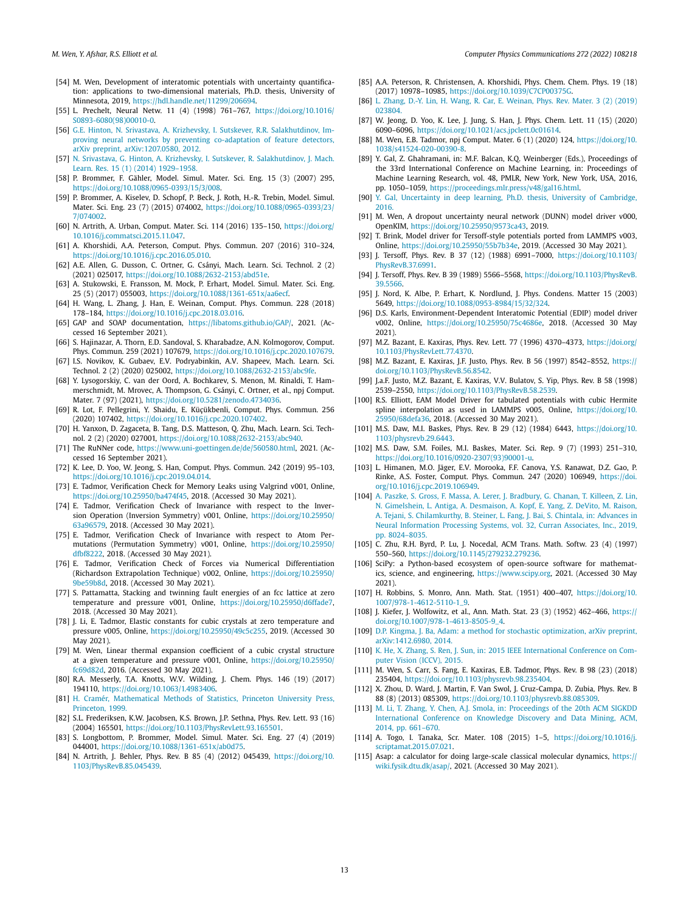[54] M. Wen, Development of interatomic potentials with uncertainty quantification: applications to two-dimensional materials, Ph.D. thesis, University of Minnesota, 2019, https://hdl.handle.net/11299/206694.

[55] L. Prechelt, Neural Netw. 11 (4) (1998) 761–767, https://doi.org/10.1016/S0893-6080(98)00010-0.

[56] G.E. Hinton, N. Srivastava, A. Krizhevsky, I. Sutskever, R.R. Salakhutdinov, Improving neural networks by preventing co-adaptation of feature detectors, arXiv preprint, arXiv:1207.0580, 2012.

[57] N. Srivastava, G. Hinton, A. Krizhevsky, I. Sutskever, R. Salakhutdinov, J. Mach. Learn. Res. 15 (1) (2014) 1929–1958.

[58] P. Brommer, F. Gähler, Model. Simul. Mater. Sci. Eng. 15 (3) (2007) 295, https://doi.org/10.1088/0965-0393/15/3/008.

[59] P. Brommer, A. Kiselev, D. Schopf, P. Beck, J. Roth, H.-R. Trebin, Model. Simul. Mater. Sci. Eng. 23 (7) (2015) 074002, https://doi.org/10.1088/0965-0393/23/7/074002.

[60] N. Artrith, A. Urban, Comput. Mater. Sci. 114 (2016) 135–150, https://doi.org/10.1016/j.commatsci.2015.11.047.

[61] A. Khorshidi, A.A. Peterson, Comput. Phys. Commun. 207 (2016) 310–324, https://doi.org/10.1016/j.cpc.2016.05.010.

[62] A.E. Allen, G. Dusson, C. Ortner, G. Csányi, Mach. Learn. Sci. Technol. 2 (2) (2021) 025017, https://doi.org/10.1088/2632-2153/abd51e.

[63] A. Stukowski, E. Fransson, M. Mock, P. Erhart, Model. Simul. Mater. Sci. Eng. 25 (5) (2017) 055003, https://doi.org/10.1088/1361-651x/aa6ecf.

[64] H. Wang, L. Zhang, J. Han, E. Weinan, Comput. Phys. Commun. 228 (2018) 178–184, https://doi.org/10.1016/j.cpc.2018.03.016.

[65] GAP and SOAP documentation, https://libatoms.github.io/GAP/, 2021. (Accessed 16 September 2021).

[66] S. Hajinazar, A. Thorn, E.D. Sandoval, S. Kharabadze, A.N. Kolmogorov, Comput. Phys. Commun. 259 (2021) 107679, https://doi.org/10.1016/j.cpc.2020.107679.

[67] I.S. Novikov, K. Gubaev, E.V. Podryabinkin, A.V. Shapeev, Mach. Learn. Sci. Technol. 2 (2) (2020) 025002, https://doi.org/10.1088/2632-2153/abc9fe.

[68] Y. Lysogorskiy, C. van der Oord, A. Bochkarev, S. Menon, M. Rinaldi, T. Hammerschmidt, M. Mrovec, A. Thompson, G. Csányi, C. Ortner, et al., npj Comput. Mater. 7 (97) (2021), https://doi.org/10.5281/zenodo.4734036.

[69] R. Lot, F. Pellegrini, Y. Shaidu, E. Küçükbenli, Comput. Phys. Commun. 256 (2020) 107402, https://doi.org/10.1016/j.cpc.2020.107402.

[70] H. Yanxon, D. Zagaceta, B. Tang, D.S. Matteson, Q. Zhu, Mach. Learn. Sci. Technol. 2 (2) (2020) 027001, https://doi.org/10.1088/2632-2153/abc940.

[71] The RuNNer code, https://www.uni-goettingen.de/de/560580.html, 2021. (Accessed 16 September 2021).

[72] K. Lee, D. Yoo, W. Jeong, S. Han, Comput. Phys. Commun. 242 (2019) 95–103, https://doi.org/10.1016/j.cpc.2019.04.014.

[73] E. Tadmor, Verification Check for Memory Leaks using Valgrind v001, Online, https://doi.org/10.25950/ba474f45, 2018. (Accessed 30 May 2021).

[74] E. Tadmor, Verification Check of Invariance with respect to the Inversion Operation (Inversion Symmetry) v001, Online, https://doi.org/10.25950/63a96579, 2018. (Accessed 30 May 2021).

[75] E. Tadmor, Verification Check of Invariance with respect to Atom Permutations (Permutation Symmetry) v001, Online, https://doi.org/10.25950/dfbf8222, 2018. (Accessed 30 May 2021).

[76] E. Tadmor, Verification Check of Forces via Numerical Differentiation (Richardson Extrapolation Technique) v002, Online, https://doi.org/10.25950/9be59b8d, 2018. (Accessed 30 May 2021).

[77] S. Pattamatta, Stacking and twinning fault energies of an fcc lattice at zero temperature and pressure v001, Online, https://doi.org/10.25950/d6ffade7, 2018. (Accessed 30 May 2021).

[78] J. Li, E. Tadmor, Elastic constants for cubic crystals at zero temperature and pressure v005, Online, https://doi.org/10.25950/49c5c255, 2019. (Accessed 30 May 2021).

[79] M. Wen, Linear thermal expansion coefficient of a cubic crystal structure at a given temperature and pressure v001, Online, https://doi.org/10.25950/fc69d82d, 2016. (Accessed 30 May 2021).

[80] R.A. Messerly, T.A. Knotts, W.V. Wilding, J. Chem. Phys. 146 (19) (2017) 194110, https://doi.org/10.1063/1.4983406.

[81] H. Cramér, Mathematical Methods of Statistics, Princeton University Press, Princeton, 1999.

[82] S.L. Frederiksen, K.W. Jacobsen, K.S. Brown, J.P. Sethna, Phys. Rev. Lett. 93 (16) (2004) 165501, https://doi.org/10.1103/PhysRevLett.93.165501.

[83] S. Longbottom, P. Brommer, Model. Simul. Mater. Sci. Eng. 27 (4) (2019) 044001, https://doi.org/10.1088/1361-651x/ab0d75.

[84] N. Artrith, J. Behler, Phys. Rev. B 85 (4) (2012) 045439, https://doi.org/10.1103/PhysRevB.85.045439.

[85] A.A. Peterson, R. Christensen, A. Khorshidi, Phys. Chem. Chem. Phys. 19 (18) (2017) 10978–10985, https://doi.org/10.1039/C7CP00375G.

[86] L. Zhang, D.-Y. Lin, H. Wang, R. Car, E. Weinan, Phys. Rev. Mater. 3 (2) (2019) 023804.

[87] W. Jeong, D. Yoo, K. Lee, J. Jung, S. Han, J. Phys. Chem. Lett. 11 (15) (2020) 6090–6096, https://doi.org/10.1021/acs.jpclett.0c01614.

[88] M. Wen, E.B. Tadmor, npj Comput. Mater. 6 (1) (2020) 124, https://doi.org/10.1038/s41524-020-00390-8.

[89] Y. Gal, Z. Ghahramani, in: M.F. Balcan, K.Q. Weinberger (Eds.), Proceedings of the 33rd International Conference on Machine Learning, in: Proceedings of Machine Learning Research, vol. 48, PMLR, New York, New York, USA, 2016, pp. 1050–1059, https://proceedings.mlr.press/v48/gal16.html.

[90] Y. Gal, Uncertainty in deep learning, Ph.D. thesis, University of Cambridge, 2016.

[91] M. Wen, A dropout uncertainty neural network (DUNN) model driver v000, OpenKIM, https://doi.org/10.25950/9573ca43, 2019.

[92] T. Brink, Model driver for Tersoff-style potentials ported from LAMMPS v003, Online, https://doi.org/10.25950/55b7b34e, 2019. (Accessed 30 May 2021).

[93] J. Tersoff, Phys. Rev. B 37 (12) (1988) 6991–7000, https://doi.org/10.1103/PhysRevB.37.6991.

[94] J. Tersoff, Phys. Rev. B 39 (1989) 5566–5568, https://doi.org/10.1103/PhysRevB.39.5566.

[95] J. Nord, K. Albe, P. Erhart, K. Nordlund, J. Phys. Condens. Matter 15 (2003) 5649, https://doi.org/10.1088/0953-8984/15/32/324.

[96] D.S. Karls, Environment-Dependent Interatomic Potential (EDIP) model driver v002, Online, https://doi.org/10.25950/75c4686e, 2018. (Accessed 30 May 2021).

[97] M.Z. Bazant, E. Kaxiras, Phys. Rev. Lett. 77 (1996) 4370–4373, https://doi.org/10.1103/PhysRevLett.77.4370.

[98] M.Z. Bazant, E. Kaxiras, J.F. Justo, Phys. Rev. B 56 (1997) 8542–8552, https://doi.org/10.1103/PhysRevB.56.8542.

[99] J.a.F. Justo, M.Z. Bazant, E. Kaxiras, V.V. Bulatov, S. Yip, Phys. Rev. B 58 (1998) 2539–2550, https://doi.org/10.1103/PhysRevB.58.2539.

[100] R.S. Elliott, EAM Model Driver for tabulated potentials with cubic Hermite spline interpolation as used in LAMMPS v005, Online, https://doi.org/10.25950/68defa36, 2018. (Accessed 30 May 2021).

[101] M.S. Daw, M.I. Baskes, Phys. Rev. B 29 (12) (1984) 6443, https://doi.org/10.1103/physrevb.29.6443.

[102] M.S. Daw, S.M. Foiles, M.I. Baskes, Mater. Sci. Rep. 9 (7) (1993) 251–310, https://doi.org/10.1016/0920-2307(93)90001-u.

[103] L. Himanen, M.O. Jäger, E.V. Morooka, F.F. Canova, Y.S. Ranawat, D.Z. Gao, P. Rinke, A.S. Foster, Comput. Phys. Commun. 247 (2020) 106949, https://doi.org/10.1016/j.cpc.2019.106949.

[104] A. Paszke, S. Gross, F. Massa, A. Lerer, J. Bradbury, G. Chanan, T. Killeen, Z. Lin, N. Gimelshein, L. Antiga, A. Desmaison, A. Kopf, E. Yang, Z. DeVito, M. Raison, A. Tejani, S. Chilamkurthy, B. Steiner, L. Fang, J. Bai, S. Chintala, in: Advances in Neural Information Processing Systems, vol. 32, Curran Associates, Inc., 2019, pp. 8024–8035.

[105] C. Zhu, R.H. Byrd, P. Lu, J. Nocedal, ACM Trans. Math. Softw. 23 (4) (1997) 550–560, https://doi.org/10.1145/279232.279236.

[106] SciPy: a Python-based ecosystem of open-source software for mathematics, science, and engineering, https://www.scipy.org, 2021. (Accessed 30 May 2021).

[107] H. Robbins, S. Monro, Ann. Math. Stat. (1951) 400–407, https://doi.org/10.1007/978-1-4612-5110-1_9.

[108] J. Kiefer, J. Wolfowitz, et al., Ann. Math. Stat. 23 (3) (1952) 462–466, https://doi.org/10.1007/978-1-4613-8505-9_4.

[109] D.P. Kingma, J. Ba, Adam: a method for stochastic optimization, arXiv preprint, arXiv:1412.6980, 2014.

[110] K. He, X. Zhang, S. Ren, J. Sun, in: 2015 IEEE International Conference on Computer Vision (ICCV), 2015.

[111] M. Wen, S. Carr, S. Fang, E. Kaxiras, E.B. Tadmor, Phys. Rev. B 98 (23) (2018) 235404, https://doi.org/10.1103/physrevb.98.235404.

[112] X. Zhou, D. Ward, J. Martin, F. Van Swol, J. Cruz-Campa, D. Zubia, Phys. Rev. B 88 (8) (2013) 085309, https://doi.org/10.1103/physrevb.88.085309.

[113] M. Li, T. Zhang, Y. Chen, A.J. Smola, in: Proceedings of the 20th ACM SIGKDD International Conference on Knowledge Discovery and Data Mining, ACM, 2014, pp. 661–670.

[114] A. Togo, I. Tanaka, Scr. Mater. 108 (2015) 1–5, https://doi.org/10.1016/j.scriptamat.2015.07.021.

[115] Asap: a calculator for doing large-scale classical molecular dynamics, https://wiki.fysik.dtu.dk/asap/, 2021. (Accessed 30 May 2021).